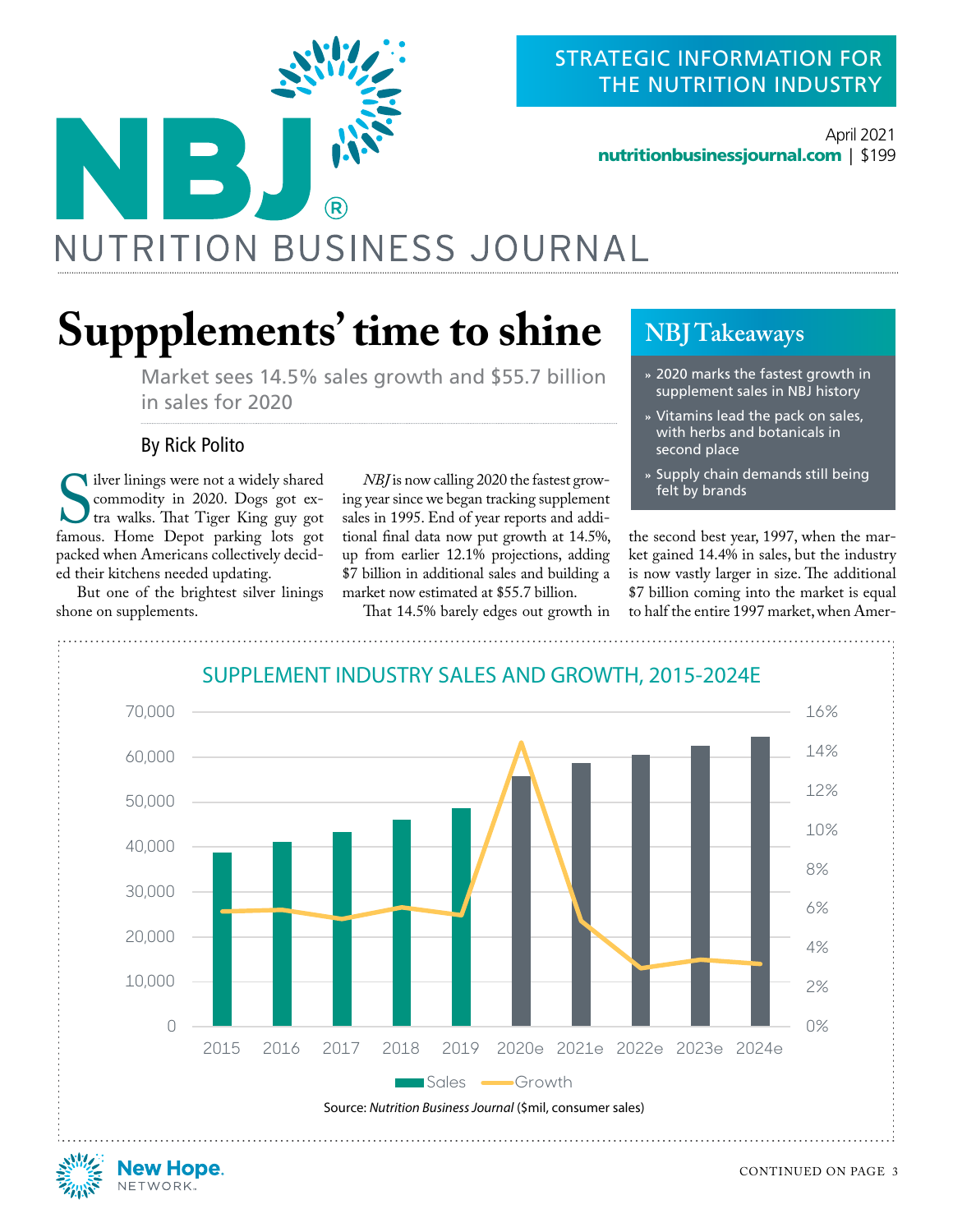# NBJ® NUTRITION BUSINESS JOURNAL

STRATEGIC INFORMATION FOR THE NUTRITION INDUSTRY

April 2021
**nutritionbusinessjournal.com** | $199

# Suppplements' time to shine

### Market sees 14.5% sales growth and $55.7 billion in sales for 2020

By Rick Polito

## NBJ Takeaways

- 2020 marks the fastest growth in supplement sales in NBJ history
- Vitamins lead the pack on sales, with herbs and botanicals in second place
- Supply chain demands still being felt by brands

Silver linings were not a widely shared commodity in 2020. Dogs got extra walks. That Tiger King guy got famous. Home Depot parking lots got packed when Americans collectively decided their kitchens needed updating.

But one of the brightest silver linings shone on supplements.

*NBJ* is now calling 2020 the fastest growing year since we began tracking supplement sales in 1995. End of year reports and additional final data now put growth at 14.5%, up from earlier 12.1% projections, adding $7 billion in additional sales and building a market now estimated at $55.7 billion.

That 14.5% barely edges out growth in the second best year, 1997, when the market gained 14.4% in sales, but the industry is now vastly larger in size. The additional $7 billion coming into the market is equal to half the entire 1997 market, when Amer-

SUPPLEMENT INDUSTRY SALES AND GROWTH, 2015-2024E

0, 10,000, 20,000, 30,000, 40,000, 50,000, 60,000, 70,000
0%, 2%, 4%, 6%, 8%, 10%, 12%, 14%, 16%
2015, 2016, 2017, 2018, 2019, 2020e, 2021e, 2022e, 2023e, 2024e
Sales, Growth

Source: *Nutrition Business Journal* ($mil, consumer sales)

New Hope. NETWORK.

CONTINUED ON PAGE 3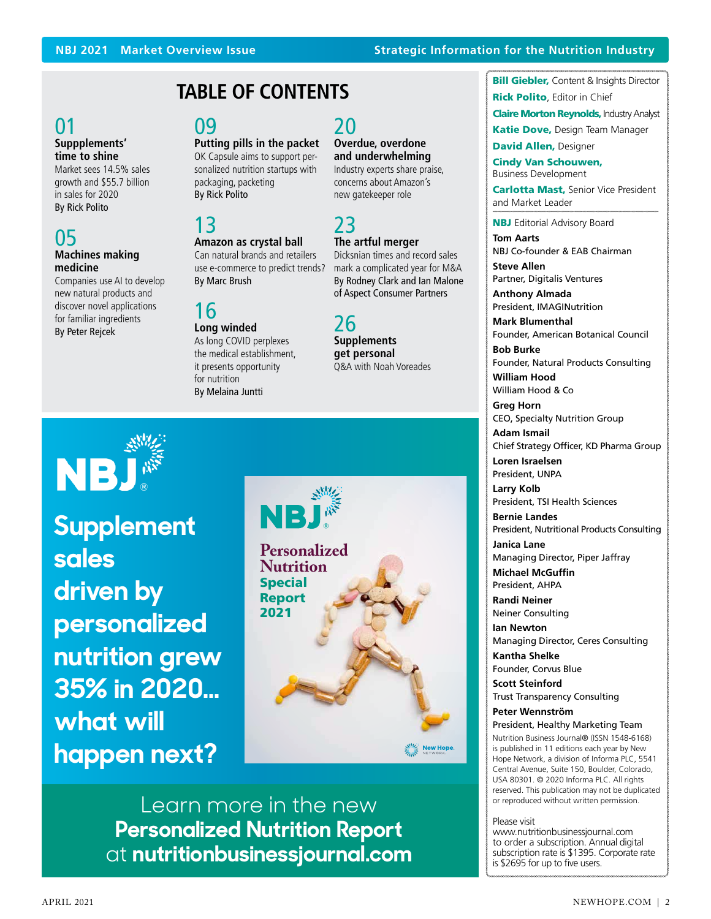# TABLE OF CONTENTS

**01**
**Suppplements' time to shine**
Market sees 14.5% sales growth and $55.7 billion in sales for 2020
By Rick Polito

**05**
**Machines making medicine**
Companies use AI to develop new natural products and discover novel applications for familiar ingredients
By Peter Rejcek

**09**
**Putting pills in the packet**
OK Capsule aims to support personalized nutrition startups with packaging, packeting
By Rick Polito

**13**
**Amazon as crystal ball**
Can natural brands and retailers use e-commerce to predict trends?
By Marc Brush

**16**
**Long winded**
As long COVID perplexes the medical establishment, it presents opportunity for nutrition
By Melaina Juntti

**20**
**Overdue, overdone and underwhelming**
Industry experts share praise, concerns about Amazon's new gatekeeper role

**23**
**The artful merger**
Dicksnian times and record sales mark a complicated year for M&A
By Rodney Clark and Ian Malone of Aspect Consumer Partners

**26**
**Supplements get personal**
Q&A with Noah Voreades

NBJ

Supplement sales driven by personalized nutrition grew 35% in 2020... what will happen next?

NBJ
Personalized Nutrition
Special Report
2021

New Hope Network

Learn more in the new **Personalized Nutrition Report** at **nutritionbusinessjournal.com**

**Bill Giebler,** Content & Insights Director
**Rick Polito**, Editor in Chief
**Claire Morton Reynolds,** Industry Analyst
**Katie Dove,** Design Team Manager
**David Allen,** Designer
**Cindy Van Schouwen,** Business Development
**Carlotta Mast,** Senior Vice President and Market Leader

**NBJ** Editorial Advisory Board

**Tom Aarts**
NBJ Co-founder & EAB Chairman
**Steve Allen**
Partner, Digitalis Ventures
**Anthony Almada**
President, IMAGINutrition
**Mark Blumenthal**
Founder, American Botanical Council
**Bob Burke**
Founder, Natural Products Consulting
**William Hood**
William Hood & Co
**Greg Horn**
CEO, Specialty Nutrition Group
**Adam Ismail**
Chief Strategy Officer, KD Pharma Group
**Loren Israelsen**
President, UNPA
**Larry Kolb**
President, TSI Health Sciences
**Bernie Landes**
President, Nutritional Products Consulting
**Janica Lane**
Managing Director, Piper Jaffray
**Michael McGuffin**
President, AHPA
**Randi Neiner**
Neiner Consulting
**Ian Newton**
Managing Director, Ceres Consulting
**Kantha Shelke**
Founder, Corvus Blue
**Scott Steinford**
Trust Transparency Consulting
**Peter Wennström**
President, Healthy Marketing Team

Nutrition Business Journal® (ISSN 1548-6168) is published in 11 editions each year by New Hope Network, a division of Informa PLC, 5541 Central Avenue, Suite 150, Boulder, Colorado, USA 80301. © 2020 Informa PLC. All rights reserved. This publication may not be duplicated or reproduced without written permission.

Please visit www.nutritionbusinessjournal.com to order a subscription. Annual digital subscription rate is $1395. Corporate rate is $2695 for up to five users.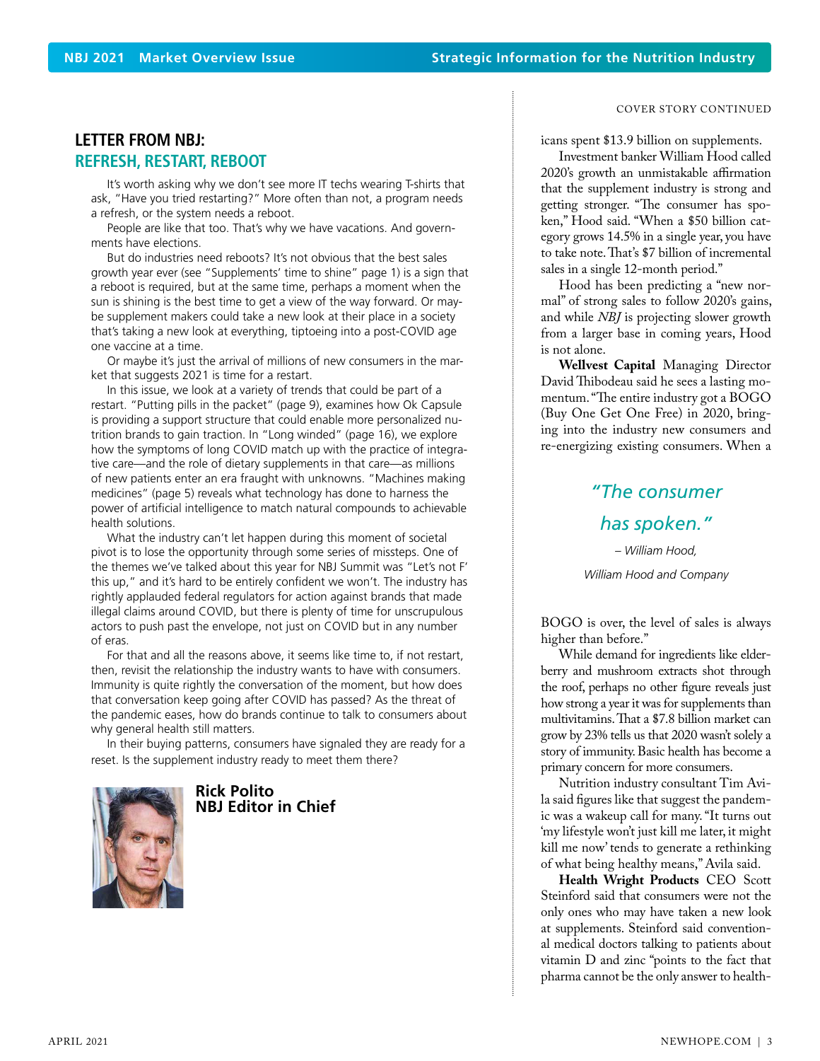## LETTER FROM NBJ:
## REFRESH, RESTART, REBOOT

It's worth asking why we don't see more IT techs wearing T-shirts that ask, "Have you tried restarting?" More often than not, a program needs a refresh, or the system needs a reboot.

People are like that too. That's why we have vacations. And governments have elections.

But do industries need reboots? It's not obvious that the best sales growth year ever (see "Supplements' time to shine" page 1) is a sign that a reboot is required, but at the same time, perhaps a moment when the sun is shining is the best time to get a view of the way forward. Or maybe supplement makers could take a new look at their place in a society that's taking a new look at everything, tiptoeing into a post-COVID age one vaccine at a time.

Or maybe it's just the arrival of millions of new consumers in the market that suggests 2021 is time for a restart.

In this issue, we look at a variety of trends that could be part of a restart. "Putting pills in the packet" (page 9), examines how Ok Capsule is providing a support structure that could enable more personalized nutrition brands to gain traction. In "Long winded" (page 16), we explore how the symptoms of long COVID match up with the practice of integrative care—and the role of dietary supplements in that care—as millions of new patients enter an era fraught with unknowns. "Machines making medicines" (page 5) reveals what technology has done to harness the power of artificial intelligence to match natural compounds to achievable health solutions.

What the industry can't let happen during this moment of societal pivot is to lose the opportunity through some series of missteps. One of the themes we've talked about this year for NBJ Summit was "Let's not F' this up," and it's hard to be entirely confident we won't. The industry has rightly applauded federal regulators for action against brands that made illegal claims around COVID, but there is plenty of time for unscrupulous actors to push past the envelope, not just on COVID but in any number of eras.

For that and all the reasons above, it seems like time to, if not restart, then, revisit the relationship the industry wants to have with consumers. Immunity is quite rightly the conversation of the moment, but how does that conversation keep going after COVID has passed? As the threat of the pandemic eases, how do brands continue to talk to consumers about why general health still matters.

In their buying patterns, consumers have signaled they are ready for a reset. Is the supplement industry ready to meet them there?

**Rick Polito**
**NBJ Editor in Chief**

COVER STORY CONTINUED

icans spent $13.9 billion on supplements.

Investment banker William Hood called 2020's growth an unmistakable affirmation that the supplement industry is strong and getting stronger. "The consumer has spoken," Hood said. "When a $50 billion category grows 14.5% in a single year, you have to take note. That's $7 billion of incremental sales in a single 12-month period."

Hood has been predicting a "new normal" of strong sales to follow 2020's gains, and while *NBJ* is projecting slower growth from a larger base in coming years, Hood is not alone.

**Wellvest Capital** Managing Director David Thibodeau said he sees a lasting momentum. "The entire industry got a BOGO (Buy One Get One Free) in 2020, bringing into the industry new consumers and re-energizing existing consumers. When a BOGO is over, the level of sales is always higher than before."

> *"The consumer has spoken."*
>
> *– William Hood, William Hood and Company*

While demand for ingredients like elderberry and mushroom extracts shot through the roof, perhaps no other figure reveals just how strong a year it was for supplements than multivitamins. That a $7.8 billion market can grow by 23% tells us that 2020 wasn't solely a story of immunity. Basic health has become a primary concern for more consumers.

Nutrition industry consultant Tim Avila said figures like that suggest the pandemic was a wakeup call for many. "It turns out 'my lifestyle won't just kill me later, it might kill me now' tends to generate a rethinking of what being healthy means," Avila said.

**Health Wright Products** CEO Scott Steinford said that consumers were not the only ones who may have taken a new look at supplements. Steinford said conventional medical doctors talking to patients about vitamin D and zinc "points to the fact that pharma cannot be the only answer to health-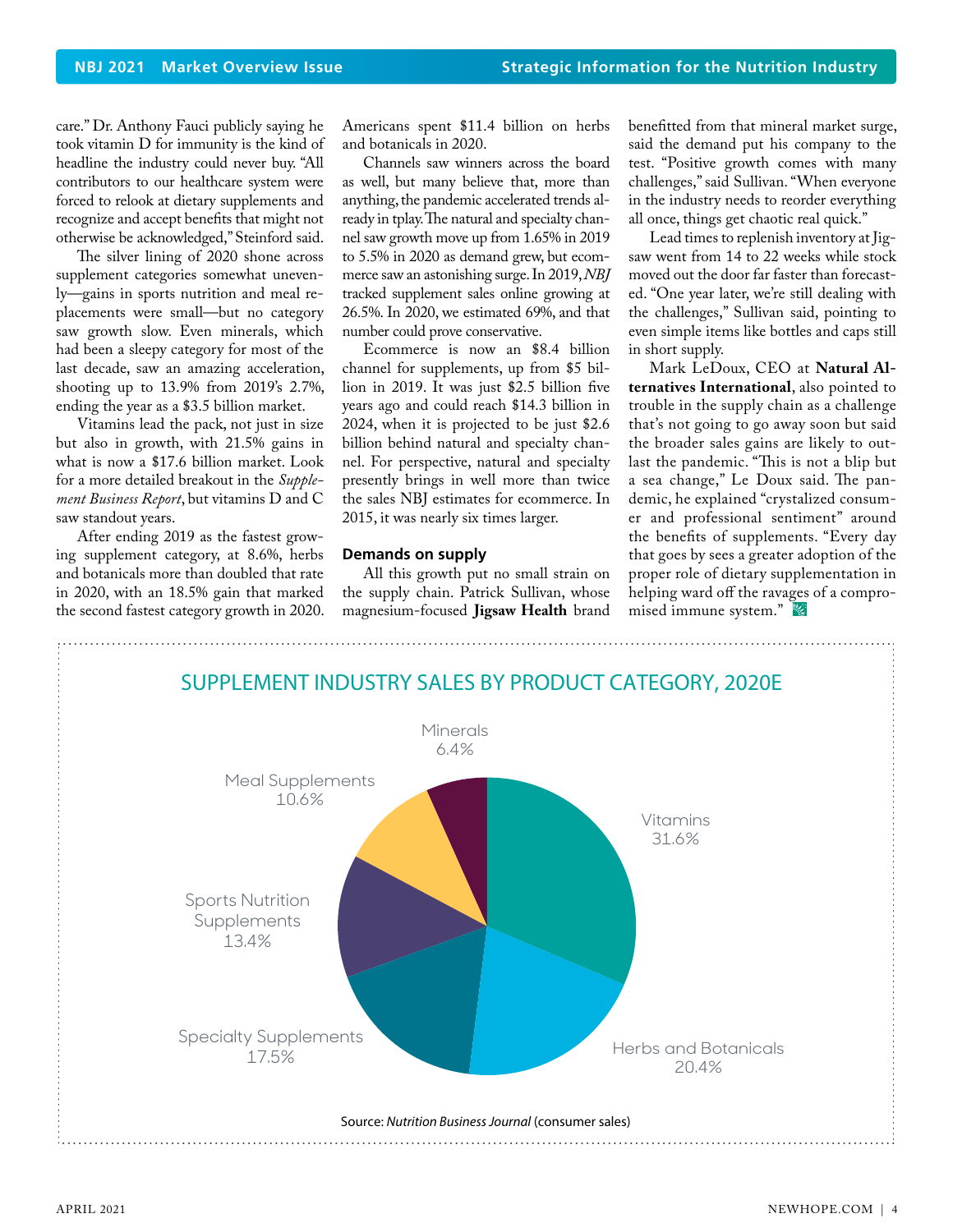care." Dr. Anthony Fauci publicly saying he took vitamin D for immunity is the kind of headline the industry could never buy. "All contributors to our healthcare system were forced to relook at dietary supplements and recognize and accept benefits that might not otherwise be acknowledged," Steinford said.

The silver lining of 2020 shone across supplement categories somewhat unevenly—gains in sports nutrition and meal replacements were small—but no category saw growth slow. Even minerals, which had been a sleepy category for most of the last decade, saw an amazing acceleration, shooting up to 13.9% from 2019's 2.7%, ending the year as a $3.5 billion market.

Vitamins lead the pack, not just in size but also in growth, with 21.5% gains in what is now a $17.6 billion market. Look for a more detailed breakout in the *Supplement Business Report*, but vitamins D and C saw standout years.

After ending 2019 as the fastest growing supplement category, at 8.6%, herbs and botanicals more than doubled that rate in 2020, with an 18.5% gain that marked the second fastest category growth in 2020. Americans spent $11.4 billion on herbs and botanicals in 2020.

Channels saw winners across the board as well, but many believe that, more than anything, the pandemic accelerated trends already in tplay. The natural and specialty channel saw growth move up from 1.65% in 2019 to 5.5% in 2020 as demand grew, but ecommerce saw an astonishing surge. In 2019, *NBJ* tracked supplement sales online growing at 26.5%. In 2020, we estimated 69%, and that number could prove conservative.

Ecommerce is now an $8.4 billion channel for supplements, up from $5 billion in 2019. It was just $2.5 billion five years ago and could reach $14.3 billion in 2024, when it is projected to be just $2.6 billion behind natural and specialty channel. For perspective, natural and specialty presently brings in well more than twice the sales NBJ estimates for ecommerce. In 2015, it was nearly six times larger.

## Demands on supply

All this growth put no small strain on the supply chain. Patrick Sullivan, whose magnesium-focused **Jigsaw Health** brand benefitted from that mineral market surge, said the demand put his company to the test. "Positive growth comes with many challenges," said Sullivan. "When everyone in the industry needs to reorder everything all once, things get chaotic real quick."

Lead times to replenish inventory at Jigsaw went from 14 to 22 weeks while stock moved out the door far faster than forecasted. "One year later, we're still dealing with the challenges," Sullivan said, pointing to even simple items like bottles and caps still in short supply.

Mark LeDoux, CEO at **Natural Alternatives International**, also pointed to trouble in the supply chain as a challenge that's not going to go away soon but said the broader sales gains are likely to outlast the pandemic. "This is not a blip but a sea change," Le Doux said. The pandemic, he explained "crystalized consumer and professional sentiment" around the benefits of supplements. "Every day that goes by sees a greater adoption of the proper role of dietary supplementation in helping ward off the ravages of a compromised immune system."

## SUPPLEMENT INDUSTRY SALES BY PRODUCT CATEGORY, 2020E

Minerals 6.4%
Meal Supplements 10.6%
Vitamins 31.6%
Sports Nutrition Supplements 13.4%
Specialty Supplements 17.5%
Herbs and Botanicals 20.4%

Source: *Nutrition Business Journal* (consumer sales)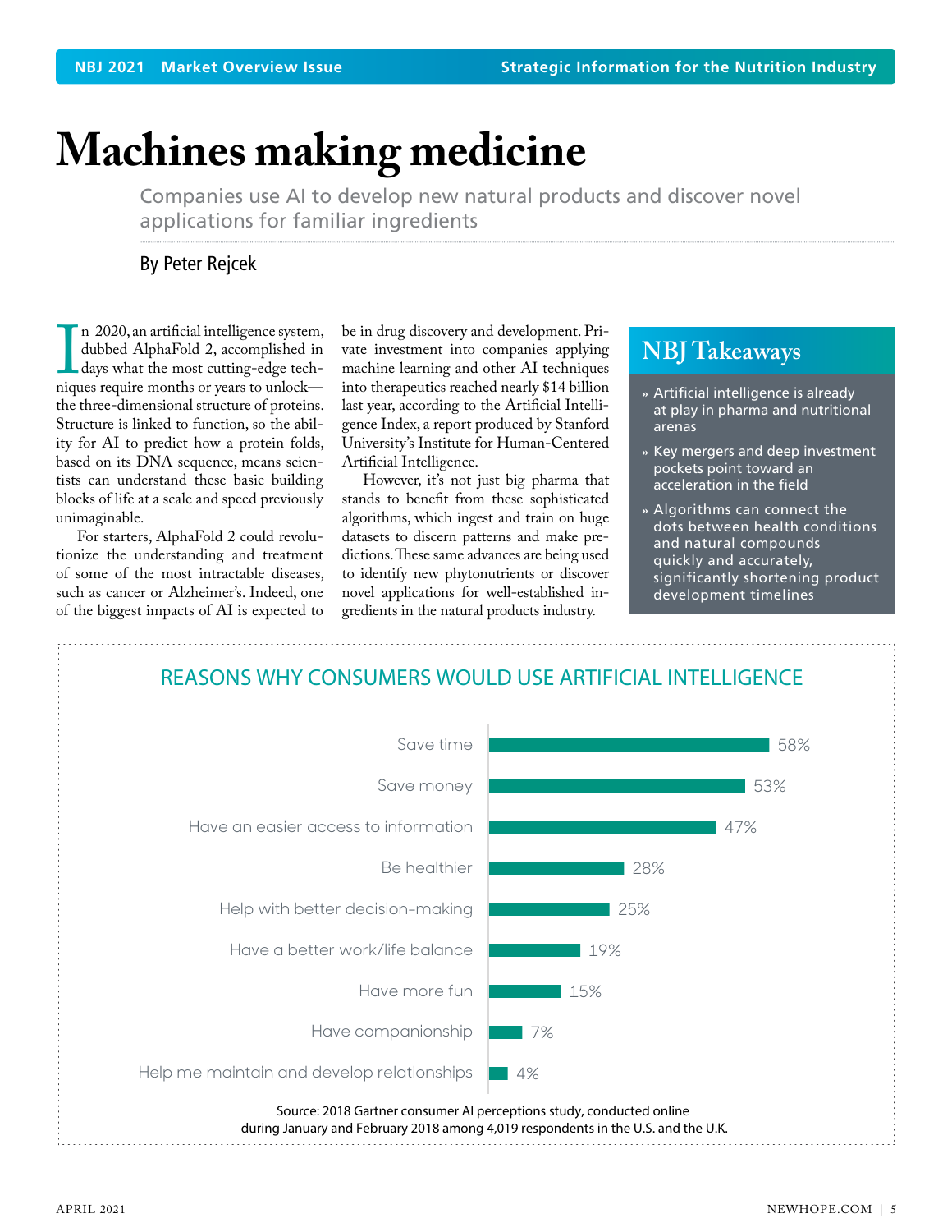# Machines making medicine

Companies use AI to develop new natural products and discover novel applications for familiar ingredients

By Peter Rejcek

In 2020, an artificial intelligence system, dubbed AlphaFold 2, accomplished in days what the most cutting-edge techniques require months or years to unlock—the three-dimensional structure of proteins. Structure is linked to function, so the ability for AI to predict how a protein folds, based on its DNA sequence, means scientists can understand these basic building blocks of life at a scale and speed previously unimaginable.

For starters, AlphaFold 2 could revolutionize the understanding and treatment of some of the most intractable diseases, such as cancer or Alzheimer's. Indeed, one of the biggest impacts of AI is expected to be in drug discovery and development. Private investment into companies applying machine learning and other AI techniques into therapeutics reached nearly $14 billion last year, according to the Artificial Intelligence Index, a report produced by Stanford University's Institute for Human-Centered Artificial Intelligence.

However, it's not just big pharma that stands to benefit from these sophisticated algorithms, which ingest and train on huge datasets to discern patterns and make predictions. These same advances are being used to identify new phytonutrients or discover novel applications for well-established ingredients in the natural products industry.

## NBJ Takeaways

- Artificial intelligence is already at play in pharma and nutritional arenas
- Key mergers and deep investment pockets point toward an acceleration in the field
- Algorithms can connect the dots between health conditions and natural compounds quickly and accurately, significantly shortening product development timelines

## REASONS WHY CONSUMERS WOULD USE ARTIFICIAL INTELLIGENCE

Save time 58%
Save money 53%
Have an easier access to information 47%
Be healthier 28%
Help with better decision-making 25%
Have a better work/life balance 19%
Have more fun 15%
Have companionship 7%
Help me maintain and develop relationships 4%

Source: 2018 Gartner consumer AI perceptions study, conducted online during January and February 2018 among 4,019 respondents in the U.S. and the U.K.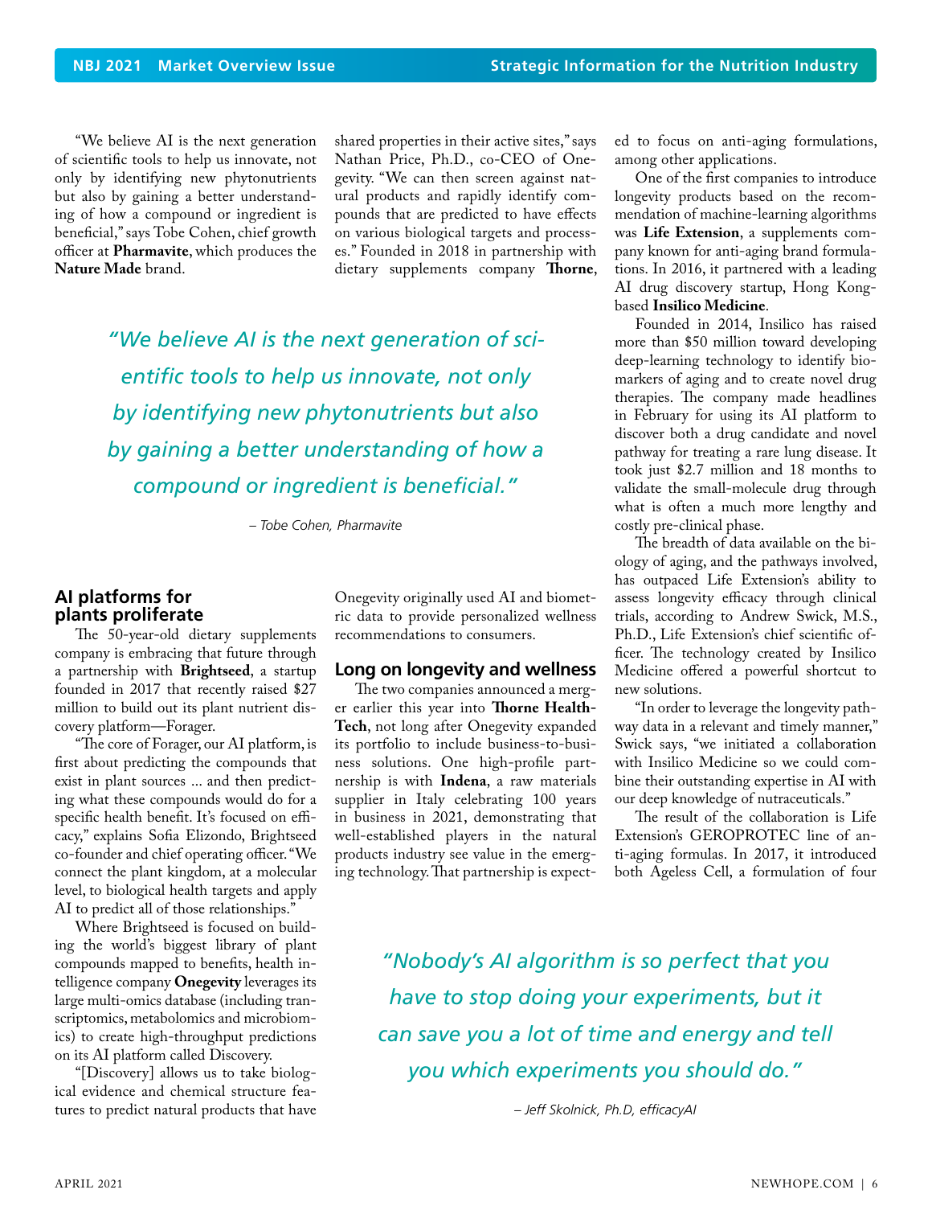"We believe AI is the next generation of scientific tools to help us innovate, not only by identifying new phytonutrients but also by gaining a better understanding of how a compound or ingredient is beneficial," says Tobe Cohen, chief growth officer at **Pharmavite**, which produces the **Nature Made** brand.

> *"We believe AI is the next generation of scientific tools to help us innovate, not only by identifying new phytonutrients but also by gaining a better understanding of how a compound or ingredient is beneficial."*
>
> *– Tobe Cohen, Pharmavite*

## AI platforms for plants proliferate

The 50-year-old dietary supplements company is embracing that future through a partnership with **Brightseed**, a startup founded in 2017 that recently raised $27 million to build out its plant nutrient discovery platform—Forager.

"The core of Forager, our AI platform, is first about predicting the compounds that exist in plant sources ... and then predicting what these compounds would do for a specific health benefit. It's focused on efficacy," explains Sofia Elizondo, Brightseed co-founder and chief operating officer. "We connect the plant kingdom, at a molecular level, to biological health targets and apply AI to predict all of those relationships."

Where Brightseed is focused on building the world's biggest library of plant compounds mapped to benefits, health intelligence company **Onegevity** leverages its large multi-omics database (including transcriptomics, metabolomics and microbiomics) to create high-throughput predictions on its AI platform called Discovery.

"[Discovery] allows us to take biological evidence and chemical structure features to predict natural products that have shared properties in their active sites," says Nathan Price, Ph.D., co-CEO of Onegevity. "We can then screen against natural products and rapidly identify compounds that are predicted to have effects on various biological targets and processes." Founded in 2018 in partnership with dietary supplements company **Thorne**, Onegevity originally used AI and biometric data to provide personalized wellness recommendations to consumers.

## Long on longevity and wellness

The two companies announced a merger earlier this year into **Thorne HealthTech**, not long after Onegevity expanded its portfolio to include business-to-business solutions. One high-profile partnership is with **Indena**, a raw materials supplier in Italy celebrating 100 years in business in 2021, demonstrating that well-established players in the natural products industry see value in the emerging technology. That partnership is expected to focus on anti-aging formulations, among other applications.

One of the first companies to introduce longevity products based on the recommendation of machine-learning algorithms was **Life Extension**, a supplements company known for anti-aging brand formulations. In 2016, it partnered with a leading AI drug discovery startup, Hong Kong-based **Insilico Medicine**.

Founded in 2014, Insilico has raised more than $50 million toward developing deep-learning technology to identify biomarkers of aging and to create novel drug therapies. The company made headlines in February for using its AI platform to discover both a drug candidate and novel pathway for treating a rare lung disease. It took just $2.7 million and 18 months to validate the small-molecule drug through what is often a much more lengthy and costly pre-clinical phase.

The breadth of data available on the biology of aging, and the pathways involved, has outpaced Life Extension's ability to assess longevity efficacy through clinical trials, according to Andrew Swick, M.S., Ph.D., Life Extension's chief scientific officer. The technology created by Insilico Medicine offered a powerful shortcut to new solutions.

"In order to leverage the longevity pathway data in a relevant and timely manner," Swick says, "we initiated a collaboration with Insilico Medicine so we could combine their outstanding expertise in AI with our deep knowledge of nutraceuticals."

The result of the collaboration is Life Extension's GEROPROTEC line of anti-aging formulas. In 2017, it introduced both Ageless Cell, a formulation of four

> *"Nobody's AI algorithm is so perfect that you have to stop doing your experiments, but it can save you a lot of time and energy and tell you which experiments you should do."*
>
> *– Jeff Skolnick, Ph.D, efficacyAI*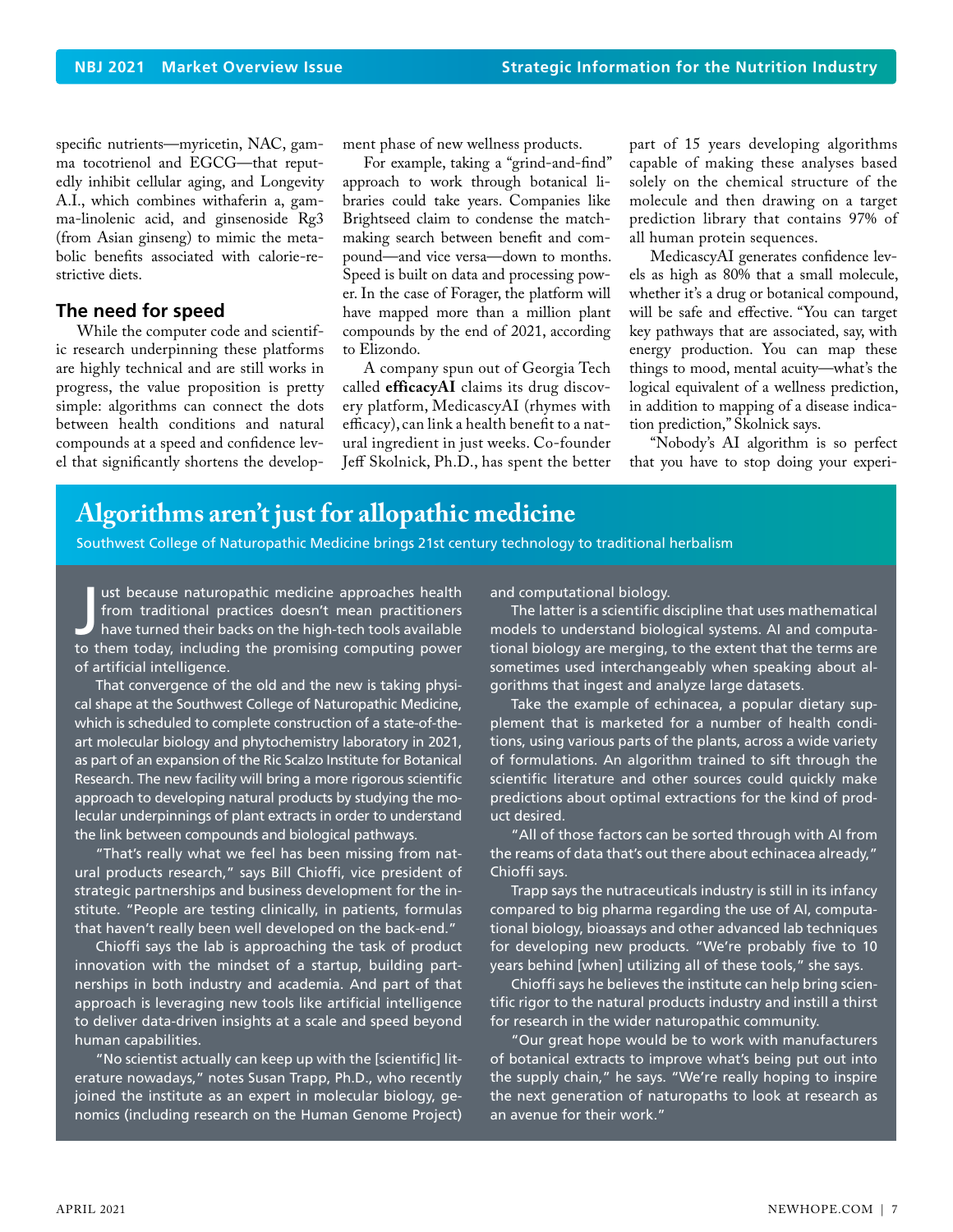specific nutrients—myricetin, NAC, gamma tocotrienol and EGCG—that reputedly inhibit cellular aging, and Longevity A.I., which combines withaferin a, gamma-linolenic acid, and ginsenoside Rg3 (from Asian ginseng) to mimic the metabolic benefits associated with calorie-restrictive diets.

## The need for speed

While the computer code and scientific research underpinning these platforms are highly technical and are still works in progress, the value proposition is pretty simple: algorithms can connect the dots between health conditions and natural compounds at a speed and confidence level that significantly shortens the development phase of new wellness products.

For example, taking a "grind-and-find" approach to work through botanical libraries could take years. Companies like Brightseed claim to condense the matchmaking search between benefit and compound—and vice versa—down to months. Speed is built on data and processing power. In the case of Forager, the platform will have mapped more than a million plant compounds by the end of 2021, according to Elizondo.

A company spun out of Georgia Tech called **efficacyAI** claims its drug discovery platform, MedicascyAI (rhymes with efficacy), can link a health benefit to a natural ingredient in just weeks. Co-founder Jeff Skolnick, Ph.D., has spent the better part of 15 years developing algorithms capable of making these analyses based solely on the chemical structure of the molecule and then drawing on a target prediction library that contains 97% of all human protein sequences.

MedicascyAI generates confidence levels as high as 80% that a small molecule, whether it's a drug or botanical compound, will be safe and effective. "You can target key pathways that are associated, say, with energy production. You can map these things to mood, mental acuity—what's the logical equivalent of a wellness prediction, in addition to mapping of a disease indication prediction," Skolnick says.

"Nobody's AI algorithm is so perfect that you have to stop doing your experi-

## Algorithms aren't just for allopathic medicine

Southwest College of Naturopathic Medicine brings 21st century technology to traditional herbalism

Just because naturopathic medicine approaches health from traditional practices doesn't mean practitioners have turned their backs on the high-tech tools available to them today, including the promising computing power of artificial intelligence.

That convergence of the old and the new is taking physical shape at the Southwest College of Naturopathic Medicine, which is scheduled to complete construction of a state-of-the-art molecular biology and phytochemistry laboratory in 2021, as part of an expansion of the Ric Scalzo Institute for Botanical Research. The new facility will bring a more rigorous scientific approach to developing natural products by studying the molecular underpinnings of plant extracts in order to understand the link between compounds and biological pathways.

"That's really what we feel has been missing from natural products research," says Bill Chioffi, vice president of strategic partnerships and business development for the institute. "People are testing clinically, in patients, formulas that haven't really been well developed on the back-end."

Chioffi says the lab is approaching the task of product innovation with the mindset of a startup, building partnerships in both industry and academia. And part of that approach is leveraging new tools like artificial intelligence to deliver data-driven insights at a scale and speed beyond human capabilities.

"No scientist actually can keep up with the [scientific] literature nowadays," notes Susan Trapp, Ph.D., who recently joined the institute as an expert in molecular biology, genomics (including research on the Human Genome Project) and computational biology.

The latter is a scientific discipline that uses mathematical models to understand biological systems. AI and computational biology are merging, to the extent that the terms are sometimes used interchangeably when speaking about algorithms that ingest and analyze large datasets.

Take the example of echinacea, a popular dietary supplement that is marketed for a number of health conditions, using various parts of the plants, across a wide variety of formulations. An algorithm trained to sift through the scientific literature and other sources could quickly make predictions about optimal extractions for the kind of product desired.

"All of those factors can be sorted through with AI from the reams of data that's out there about echinacea already," Chioffi says.

Trapp says the nutraceuticals industry is still in its infancy compared to big pharma regarding the use of AI, computational biology, bioassays and other advanced lab techniques for developing new products. "We're probably five to 10 years behind [when] utilizing all of these tools," she says.

Chioffi says he believes the institute can help bring scientific rigor to the natural products industry and instill a thirst for research in the wider naturopathic community.

"Our great hope would be to work with manufacturers of botanical extracts to improve what's being put out into the supply chain," he says. "We're really hoping to inspire the next generation of naturopaths to look at research as an avenue for their work."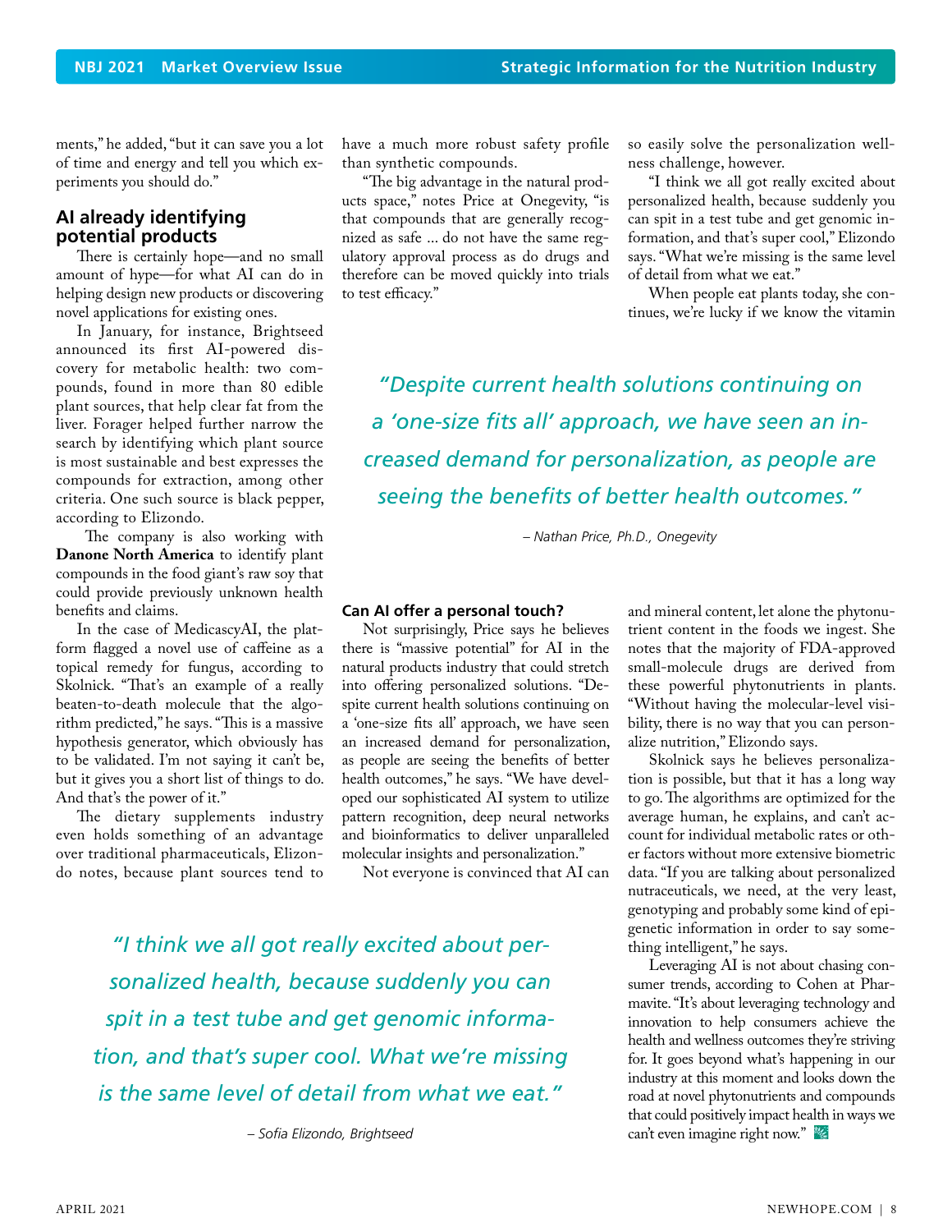ments," he added, "but it can save you a lot of time and energy and tell you which experiments you should do."

## AI already identifying potential products

There is certainly hope—and no small amount of hype—for what AI can do in helping design new products or discovering novel applications for existing ones.

In January, for instance, Brightseed announced its first AI-powered discovery for metabolic health: two compounds, found in more than 80 edible plant sources, that help clear fat from the liver. Forager helped further narrow the search by identifying which plant source is most sustainable and best expresses the compounds for extraction, among other criteria. One such source is black pepper, according to Elizondo.

The company is also working with **Danone North America** to identify plant compounds in the food giant's raw soy that could provide previously unknown health benefits and claims.

In the case of MedicascyAI, the platform flagged a novel use of caffeine as a topical remedy for fungus, according to Skolnick. "That's an example of a really beaten-to-death molecule that the algorithm predicted," he says. "This is a massive hypothesis generator, which obviously has to be validated. I'm not saying it can't be, but it gives you a short list of things to do. And that's the power of it."

The dietary supplements industry even holds something of an advantage over traditional pharmaceuticals, Elizondo notes, because plant sources tend to have a much more robust safety profile than synthetic compounds.

"The big advantage in the natural products space," notes Price at Onegevity, "is that compounds that are generally recognized as safe ... do not have the same regulatory approval process as do drugs and therefore can be moved quickly into trials to test efficacy."

*"Despite current health solutions continuing on a 'one-size fits all' approach, we have seen an increased demand for personalization, as people are seeing the benefits of better health outcomes."*

*– Nathan Price, Ph.D., Onegevity*

### Can AI offer a personal touch?

Not surprisingly, Price says he believes there is "massive potential" for AI in the natural products industry that could stretch into offering personalized solutions. "Despite current health solutions continuing on a 'one-size fits all' approach, we have seen an increased demand for personalization, as people are seeing the benefits of better health outcomes," he says. "We have developed our sophisticated AI system to utilize pattern recognition, deep neural networks and bioinformatics to deliver unparalleled molecular insights and personalization."

Not everyone is convinced that AI can so easily solve the personalization wellness challenge, however.

"I think we all got really excited about personalized health, because suddenly you can spit in a test tube and get genomic information, and that's super cool," Elizondo says. "What we're missing is the same level of detail from what we eat."

When people eat plants today, she continues, we're lucky if we know the vitamin and mineral content, let alone the phytonutrient content in the foods we ingest. She notes that the majority of FDA-approved small-molecule drugs are derived from these powerful phytonutrients in plants. "Without having the molecular-level visibility, there is no way that you can personalize nutrition," Elizondo says.

Skolnick says he believes personalization is possible, but that it has a long way to go. The algorithms are optimized for the average human, he explains, and can't account for individual metabolic rates or other factors without more extensive biometric data. "If you are talking about personalized nutraceuticals, we need, at the very least, genotyping and probably some kind of epigenetic information in order to say something intelligent," he says.

Leveraging AI is not about chasing consumer trends, according to Cohen at Pharmavite. "It's about leveraging technology and innovation to help consumers achieve the health and wellness outcomes they're striving for. It goes beyond what's happening in our industry at this moment and looks down the road at novel phytonutrients and compounds that could positively impact health in ways we can't even imagine right now."

*"I think we all got really excited about personalized health, because suddenly you can spit in a test tube and get genomic information, and that's super cool. What we're missing is the same level of detail from what we eat."*

*– Sofia Elizondo, Brightseed*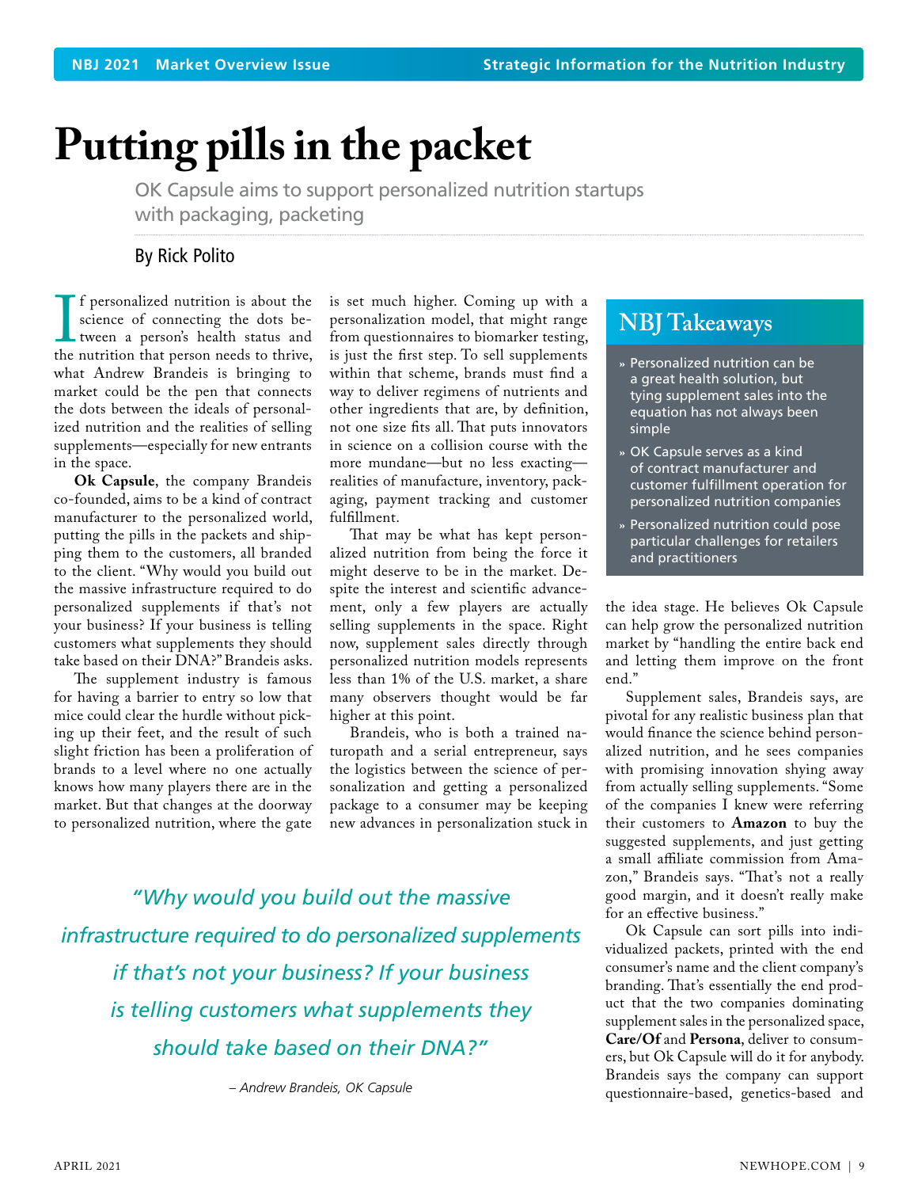# Putting pills in the packet

OK Capsule aims to support personalized nutrition startups with packaging, packeting

By Rick Polito

If personalized nutrition is about the science of connecting the dots between a person's health status and the nutrition that person needs to thrive, what Andrew Brandeis is bringing to market could be the pen that connects the dots between the ideals of personalized nutrition and the realities of selling supplements—especially for new entrants in the space.

**Ok Capsule**, the company Brandeis co-founded, aims to be a kind of contract manufacturer to the personalized world, putting the pills in the packets and shipping them to the customers, all branded to the client. "Why would you build out the massive infrastructure required to do personalized supplements if that's not your business? If your business is telling customers what supplements they should take based on their DNA?" Brandeis asks.

The supplement industry is famous for having a barrier to entry so low that mice could clear the hurdle without picking up their feet, and the result of such slight friction has been a proliferation of brands to a level where no one actually knows how many players there are in the market. But that changes at the doorway to personalized nutrition, where the gate is set much higher. Coming up with a personalization model, that might range from questionnaires to biomarker testing, is just the first step. To sell supplements within that scheme, brands must find a way to deliver regimens of nutrients and other ingredients that are, by definition, not one size fits all. That puts innovators in science on a collision course with the more mundane—but no less exacting—realities of manufacture, inventory, packaging, payment tracking and customer fulfillment.

That may be what has kept personalized nutrition from being the force it might deserve to be in the market. Despite the interest and scientific advancement, only a few players are actually selling supplements in the space. Right now, supplement sales directly through personalized nutrition models represents less than 1% of the U.S. market, a share many observers thought would be far higher at this point.

Brandeis, who is both a trained naturopath and a serial entrepreneur, says the logistics between the science of personalization and getting a personalized package to a consumer may be keeping new advances in personalization stuck in the idea stage. He believes Ok Capsule can help grow the personalized nutrition market by "handling the entire back end and letting them improve on the front end."

> *"Why would you build out the massive infrastructure required to do personalized supplements if that's not your business? If your business is telling customers what supplements they should take based on their DNA?"*
>
> *– Andrew Brandeis, OK Capsule*

## NBJ Takeaways

- Personalized nutrition can be a great health solution, but tying supplement sales into the equation has not always been simple
- OK Capsule serves as a kind of contract manufacturer and customer fulfillment operation for personalized nutrition companies
- Personalized nutrition could pose particular challenges for retailers and practitioners

Supplement sales, Brandeis says, are pivotal for any realistic business plan that would finance the science behind personalized nutrition, and he sees companies with promising innovation shying away from actually selling supplements. "Some of the companies I knew were referring their customers to **Amazon** to buy the suggested supplements, and just getting a small affiliate commission from Amazon," Brandeis says. "That's not a really good margin, and it doesn't really make for an effective business."

Ok Capsule can sort pills into individualized packets, printed with the end consumer's name and the client company's branding. That's essentially the end product that the two companies dominating supplement sales in the personalized space, **Care/Of** and **Persona**, deliver to consumers, but Ok Capsule will do it for anybody. Brandeis says the company can support questionnaire-based, genetics-based and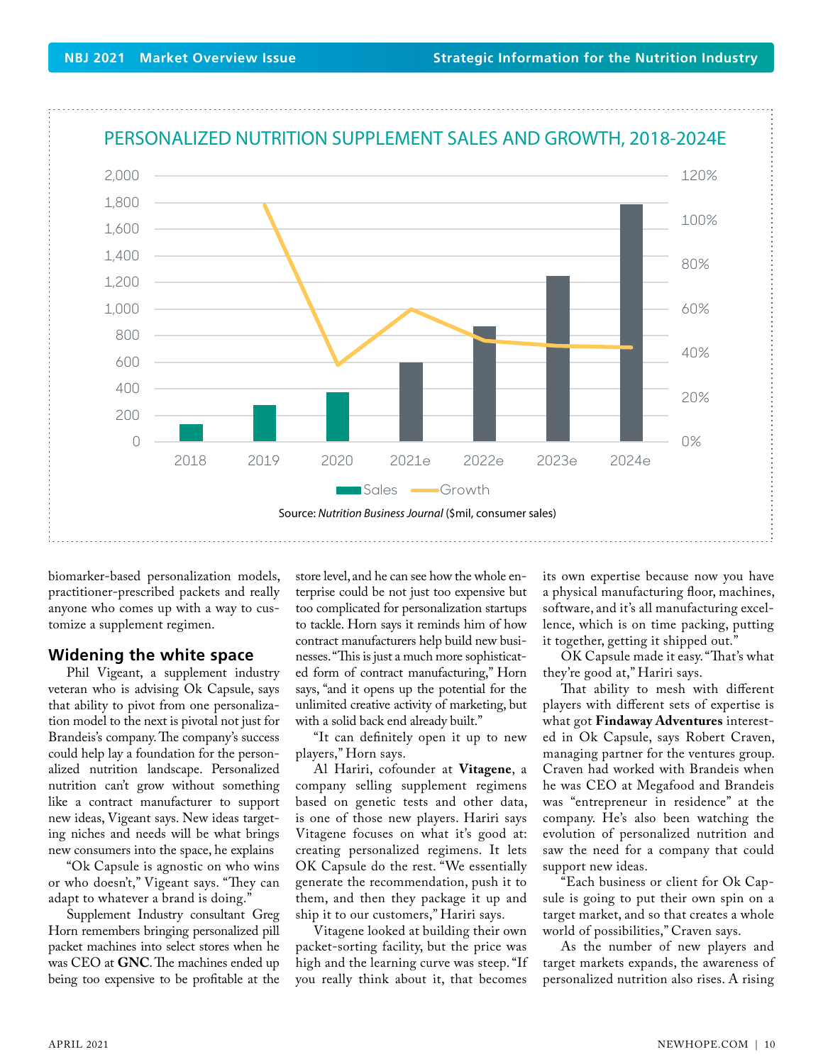PERSONALIZED NUTRITION SUPPLEMENT SALES AND GROWTH, 2018-2024E

2,000
1,800
1,600
1,400
1,200
1,000
800
600
400
200
0

120%
100%
80%
60%
40%
20%
0%

2018 2019 2020 2021e 2022e 2023e 2024e

Sales Growth

Source: *Nutrition Business Journal* ($mil, consumer sales)

biomarker-based personalization models, practitioner-prescribed packets and really anyone who comes up with a way to customize a supplement regimen.

## Widening the white space

Phil Vigeant, a supplement industry veteran who is advising Ok Capsule, says that ability to pivot from one personalization model to the next is pivotal not just for Brandeis's company. The company's success could help lay a foundation for the personalized nutrition landscape. Personalized nutrition can't grow without something like a contract manufacturer to support new ideas, Vigeant says. New ideas targeting niches and needs will be what brings new consumers into the space, he explains

"Ok Capsule is agnostic on who wins or who doesn't," Vigeant says. "They can adapt to whatever a brand is doing."

Supplement Industry consultant Greg Horn remembers bringing personalized pill packet machines into select stores when he was CEO at **GNC**. The machines ended up being too expensive to be profitable at the store level, and he can see how the whole enterprise could be not just too expensive but too complicated for personalization startups to tackle. Horn says it reminds him of how contract manufacturers help build new businesses. "This is just a much more sophisticated form of contract manufacturing," Horn says, "and it opens up the potential for the unlimited creative activity of marketing, but with a solid back end already built."

"It can definitely open it up to new players," Horn says.

Al Hariri, cofounder at **Vitagene**, a company selling supplement regimens based on genetic tests and other data, is one of those new players. Hariri says Vitagene focuses on what it's good at: creating personalized regimens. It lets OK Capsule do the rest. "We essentially generate the recommendation, push it to them, and then they package it up and ship it to our customers," Hariri says.

Vitagene looked at building their own packet-sorting facility, but the price was high and the learning curve was steep. "If you really think about it, that becomes its own expertise because now you have a physical manufacturing floor, machines, software, and it's all manufacturing excellence, which is on time packing, putting it together, getting it shipped out."

OK Capsule made it easy. "That's what they're good at," Hariri says.

That ability to mesh with different players with different sets of expertise is what got **Findaway Adventures** interested in Ok Capsule, says Robert Craven, managing partner for the ventures group. Craven had worked with Brandeis when he was CEO at Megafood and Brandeis was "entrepreneur in residence" at the company. He's also been watching the evolution of personalized nutrition and saw the need for a company that could support new ideas.

"Each business or client for Ok Capsule is going to put their own spin on a target market, and so that creates a whole world of possibilities," Craven says.

As the number of new players and target markets expands, the awareness of personalized nutrition also rises. A rising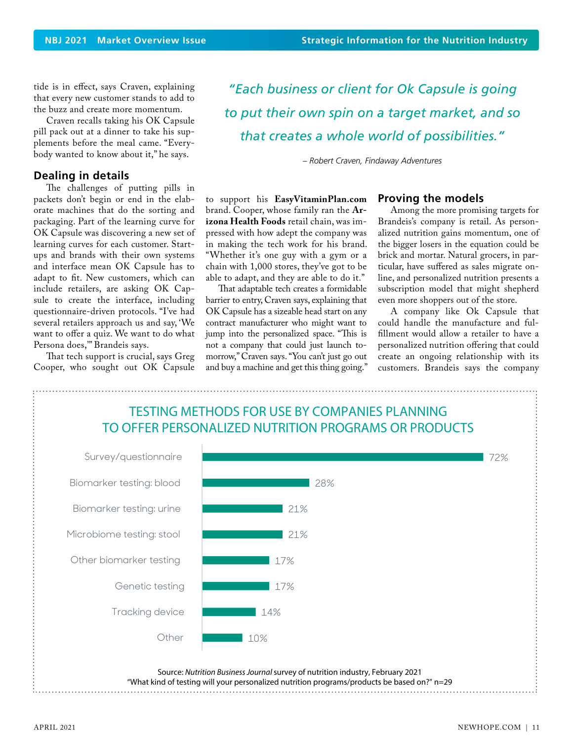tide is in effect, says Craven, explaining that every new customer stands to add to the buzz and create more momentum.

Craven recalls taking his OK Capsule pill pack out at a dinner to take his supplements before the meal came. "Everybody wanted to know about it," he says.

> *"Each business or client for Ok Capsule is going to put their own spin on a target market, and so that creates a whole world of possibilities."*
>
> *– Robert Craven, Findaway Adventures*

## Dealing in details

The challenges of putting pills in packets don't begin or end in the elaborate machines that do the sorting and packaging. Part of the learning curve for OK Capsule was discovering a new set of learning curves for each customer. Startups and brands with their own systems and interface mean OK Capsule has to adapt to fit. New customers, which can include retailers, are asking OK Capsule to create the interface, including questionnaire-driven protocols. "I've had several retailers approach us and say, 'We want to offer a quiz. We want to do what Persona does,'" Brandeis says.

That tech support is crucial, says Greg Cooper, who sought out OK Capsule to support his **EasyVitaminPlan.com** brand. Cooper, whose family ran the **Arizona Health Foods** retail chain, was impressed with how adept the company was in making the tech work for his brand. "Whether it's one guy with a gym or a chain with 1,000 stores, they've got to be able to adapt, and they are able to do it."

That adaptable tech creates a formidable barrier to entry, Craven says, explaining that OK Capsule has a sizeable head start on any contract manufacturer who might want to jump into the personalized space. "This is not a company that could just launch tomorrow," Craven says. "You can't just go out and buy a machine and get this thing going."

## Proving the models

Among the more promising targets for Brandeis's company is retail. As personalized nutrition gains momentum, one of the bigger losers in the equation could be brick and mortar. Natural grocers, in particular, have suffered as sales migrate online, and personalized nutrition presents a subscription model that might shepherd even more shoppers out of the store.

A company like Ok Capsule that could handle the manufacture and fulfillment would allow a retailer to have a personalized nutrition offering that could create an ongoing relationship with its customers. Brandeis says the company

### TESTING METHODS FOR USE BY COMPANIES PLANNING TO OFFER PERSONALIZED NUTRITION PROGRAMS OR PRODUCTS

Survey/questionnaire 72%
Biomarker testing: blood 28%
Biomarker testing: urine 21%
Microbiome testing: stool 21%
Other biomarker testing 17%
Genetic testing 17%
Tracking device 14%
Other 10%

Source: *Nutrition Business Journal* survey of nutrition industry, February 2021
"What kind of testing will your personalized nutrition programs/products be based on?" n=29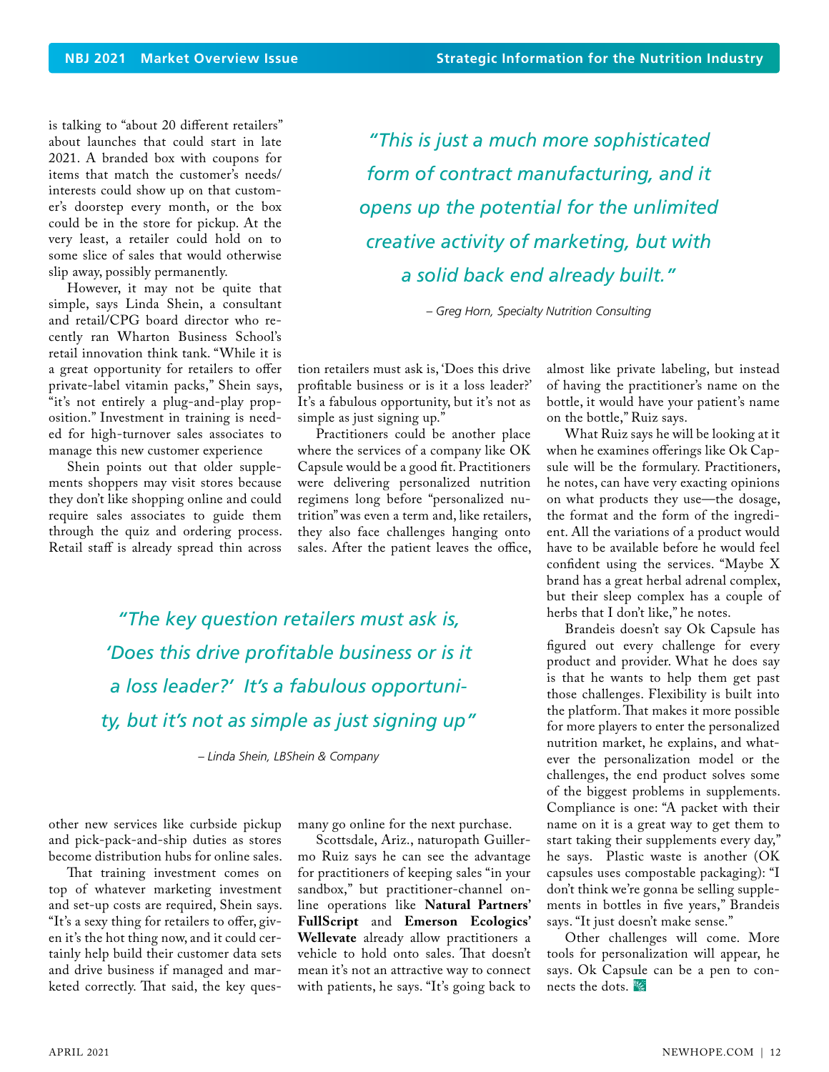is talking to "about 20 different retailers" about launches that could start in late 2021. A branded box with coupons for items that match the customer's needs/interests could show up on that customer's doorstep every month, or the box could be in the store for pickup. At the very least, a retailer could hold on to some slice of sales that would otherwise slip away, possibly permanently.

However, it may not be quite that simple, says Linda Shein, a consultant and retail/CPG board director who recently ran Wharton Business School's retail innovation think tank. "While it is a great opportunity for retailers to offer private-label vitamin packs," Shein says, "it's not entirely a plug-and-play proposition." Investment in training is needed for high-turnover sales associates to manage this new customer experience

Shein points out that older supplements shoppers may visit stores because they don't like shopping online and could require sales associates to guide them through the quiz and ordering process. Retail staff is already spread thin across other new services like curbside pickup and pick-pack-and-ship duties as stores become distribution hubs for online sales.

That training investment comes on top of whatever marketing investment and set-up costs are required, Shein says. "It's a sexy thing for retailers to offer, given it's the hot thing now, and it could certainly help build their customer data sets and drive business if managed and marketed correctly. That said, the key question retailers must ask is, 'Does this drive profitable business or is it a loss leader?' It's a fabulous opportunity, but it's not as simple as just signing up."

> *"This is just a much more sophisticated form of contract manufacturing, and it opens up the potential for the unlimited creative activity of marketing, but with a solid back end already built."*
>
> *– Greg Horn, Specialty Nutrition Consulting*

Practitioners could be another place where the services of a company like OK Capsule would be a good fit. Practitioners were delivering personalized nutrition regimens long before "personalized nutrition" was even a term and, like retailers, they also face challenges hanging onto sales. After the patient leaves the office, many go online for the next purchase.

> *"The key question retailers must ask is, 'Does this drive profitable business or is it a loss leader?' It's a fabulous opportunity, but it's not as simple as just signing up"*
>
> *– Linda Shein, LBShein & Company*

Scottsdale, Ariz., naturopath Guillermo Ruiz says he can see the advantage for practitioners of keeping sales "in your sandbox," but practitioner-channel online operations like **Natural Partners' FullScript** and **Emerson Ecologics' Wellevate** already allow practitioners a vehicle to hold onto sales. That doesn't mean it's not an attractive way to connect with patients, he says. "It's going back to almost like private labeling, but instead of having the practitioner's name on the bottle, it would have your patient's name on the bottle," Ruiz says.

What Ruiz says he will be looking at it when he examines offerings like Ok Capsule will be the formulary. Practitioners, he notes, can have very exacting opinions on what products they use—the dosage, the format and the form of the ingredient. All the variations of a product would have to be available before he would feel confident using the services. "Maybe X brand has a great herbal adrenal complex, but their sleep complex has a couple of herbs that I don't like," he notes.

Brandeis doesn't say Ok Capsule has figured out every challenge for every product and provider. What he does say is that he wants to help them get past those challenges. Flexibility is built into the platform. That makes it more possible for more players to enter the personalized nutrition market, he explains, and whatever the personalization model or the challenges, the end product solves some of the biggest problems in supplements. Compliance is one: "A packet with their name on it is a great way to get them to start taking their supplements every day," he says. Plastic waste is another (OK capsules uses compostable packaging): "I don't think we're gonna be selling supplements in bottles in five years," Brandeis says. "It just doesn't make sense."

Other challenges will come. More tools for personalization will appear, he says. Ok Capsule can be a pen to connects the dots.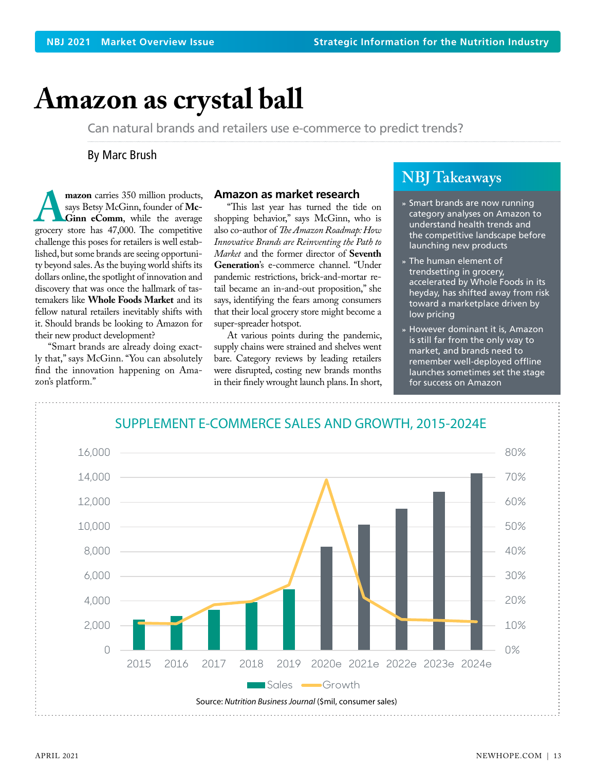# Amazon as crystal ball

Can natural brands and retailers use e-commerce to predict trends?

By Marc Brush

**Amazon** carries 350 million products, says Betsy McGinn, founder of **McGinn eComm**, while the average grocery store has 47,000. The competitive challenge this poses for retailers is well established, but some brands are seeing opportunity beyond sales. As the buying world shifts its dollars online, the spotlight of innovation and discovery that was once the hallmark of tastemakers like **Whole Foods Market** and its fellow natural retailers inevitably shifts with it. Should brands be looking to Amazon for their new product development?

"Smart brands are already doing exactly that," says McGinn. "You can absolutely find the innovation happening on Amazon's platform."

### Amazon as market research

"This last year has turned the tide on shopping behavior," says McGinn, who is also co-author of *The Amazon Roadmap: How Innovative Brands are Reinventing the Path to Market* and the former director of **Seventh Generation**'s e-commerce channel. "Under pandemic restrictions, brick-and-mortar retail became an in-and-out proposition," she says, identifying the fears among consumers that their local grocery store might become a super-spreader hotspot.

At various points during the pandemic, supply chains were strained and shelves went bare. Category reviews by leading retailers were disrupted, costing new brands months in their finely wrought launch plans. In short,

## NBJ Takeaways

- Smart brands are now running category analyses on Amazon to understand health trends and the competitive landscape before launching new products
- The human element of trendsetting in grocery, accelerated by Whole Foods in its heyday, has shifted away from risk toward a marketplace driven by low pricing
- However dominant it is, Amazon is still far from the only way to market, and brands need to remember well-deployed offline launches sometimes set the stage for success on Amazon

SUPPLEMENT E-COMMERCE SALES AND GROWTH, 2015-2024E

16,000
14,000
12,000
10,000
8,000
6,000
4,000
2,000
0

80%
70%
60%
50%
40%
30%
20%
10%
0%

2015 2016 2017 2018 2019 2020e 2021e 2022e 2023e 2024e

Sales Growth

Source: *Nutrition Business Journal* ($mil, consumer sales)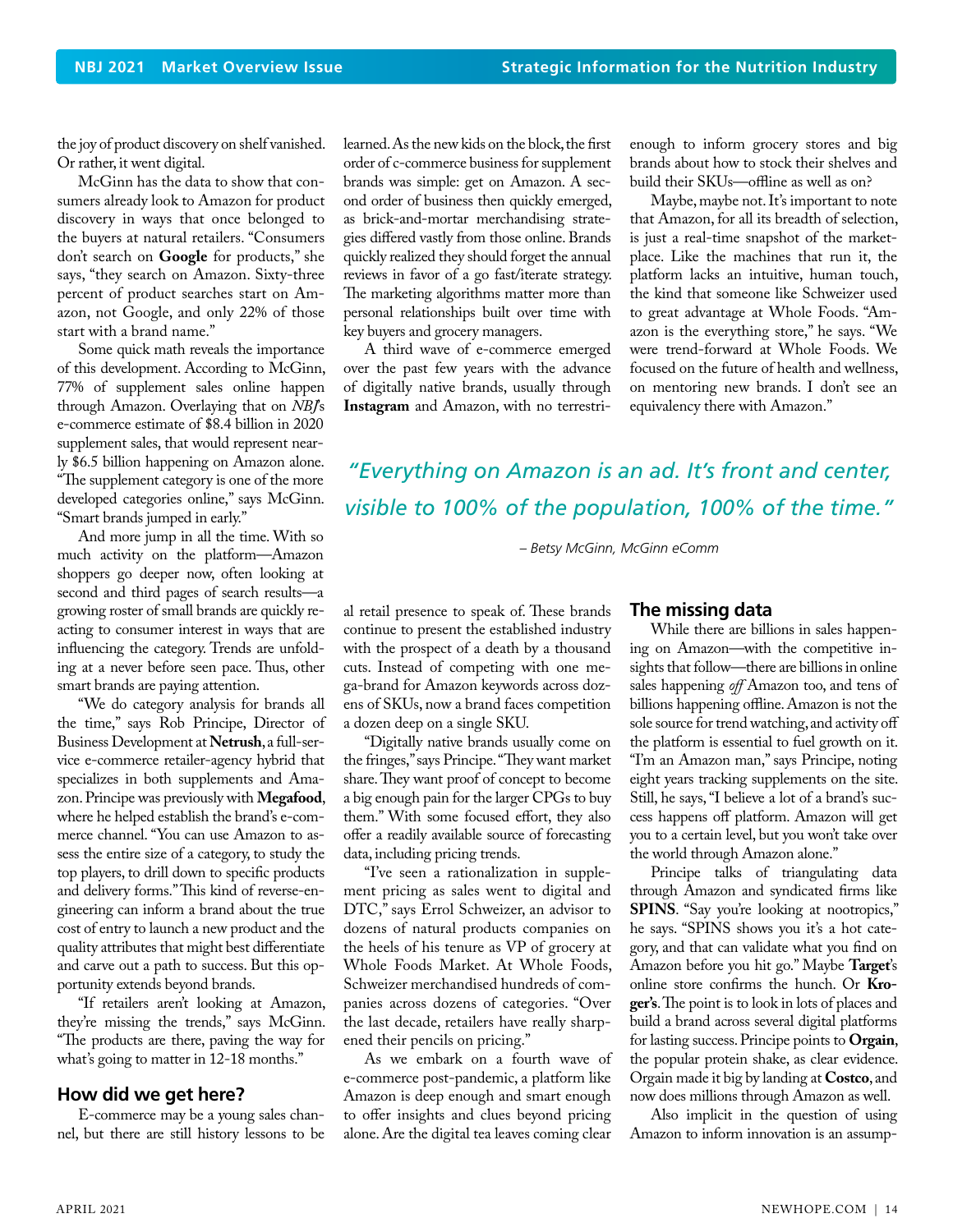the joy of product discovery on shelf vanished. Or rather, it went digital.

McGinn has the data to show that consumers already look to Amazon for product discovery in ways that once belonged to the buyers at natural retailers. "Consumers don't search on **Google** for products," she says, "they search on Amazon. Sixty-three percent of product searches start on Amazon, not Google, and only 22% of those start with a brand name."

Some quick math reveals the importance of this development. According to McGinn, 77% of supplement sales online happen through Amazon. Overlaying that on *NBJ*'s e-commerce estimate of $8.4 billion in 2020 supplement sales, that would represent nearly $6.5 billion happening on Amazon alone. "The supplement category is one of the more developed categories online," says McGinn. "Smart brands jumped in early."

And more jump in all the time. With so much activity on the platform—Amazon shoppers go deeper now, often looking at second and third pages of search results—a growing roster of small brands are quickly reacting to consumer interest in ways that are influencing the category. Trends are unfolding at a never before seen pace. Thus, other smart brands are paying attention.

"We do category analysis for brands all the time," says Rob Principe, Director of Business Development at **Netrush**, a full-service e-commerce retailer-agency hybrid that specializes in both supplements and Amazon. Principe was previously with **Megafood**, where he helped establish the brand's e-commerce channel. "You can use Amazon to assess the entire size of a category, to study the top players, to drill down to specific products and delivery forms." This kind of reverse-engineering can inform a brand about the true cost of entry to launch a new product and the quality attributes that might best differentiate and carve out a path to success. But this opportunity extends beyond brands.

"If retailers aren't looking at Amazon, they're missing the trends," says McGinn. "The products are there, paving the way for what's going to matter in 12-18 months."

## How did we get here?

E-commerce may be a young sales channel, but there are still history lessons to be learned. As the new kids on the block, the first order of c-commerce business for supplement brands was simple: get on Amazon. A second order of business then quickly emerged, as brick-and-mortar merchandising strategies differed vastly from those online. Brands quickly realized they should forget the annual reviews in favor of a go fast/iterate strategy. The marketing algorithms matter more than personal relationships built over time with key buyers and grocery managers.

A third wave of e-commerce emerged over the past few years with the advance of digitally native brands, usually through **Instagram** and Amazon, with no terrestrial retail presence to speak of. These brands continue to present the established industry with the prospect of a death by a thousand cuts. Instead of competing with one mega-brand for Amazon keywords across dozens of SKUs, now a brand faces competition a dozen deep on a single SKU.

"Digitally native brands usually come on the fringes," says Principe. "They want market share. They want proof of concept to become a big enough pain for the larger CPGs to buy them." With some focused effort, they also offer a readily available source of forecasting data, including pricing trends.

"I've seen a rationalization in supplement pricing as sales went to digital and DTC," says Errol Schweizer, an advisor to dozens of natural products companies on the heels of his tenure as VP of grocery at Whole Foods Market. At Whole Foods, Schweizer merchandised hundreds of companies across dozens of categories. "Over the last decade, retailers have really sharpened their pencils on pricing."

As we embark on a fourth wave of e-commerce post-pandemic, a platform like Amazon is deep enough and smart enough to offer insights and clues beyond pricing alone. Are the digital tea leaves coming clear enough to inform grocery stores and big brands about how to stock their shelves and build their SKUs—offline as well as on?

Maybe, maybe not. It's important to note that Amazon, for all its breadth of selection, is just a real-time snapshot of the marketplace. Like the machines that run it, the platform lacks an intuitive, human touch, the kind that someone like Schweizer used to great advantage at Whole Foods. "Amazon is the everything store," he says. "We were trend-forward at Whole Foods. We focused on the future of health and wellness, on mentoring new brands. I don't see an equivalency there with Amazon."

> *"Everything on Amazon is an ad. It's front and center, visible to 100% of the population, 100% of the time."*
>
> *– Betsy McGinn, McGinn eComm*

## The missing data

While there are billions in sales happening on Amazon—with the competitive insights that follow—there are billions in online sales happening *off* Amazon too, and tens of billions happening offline. Amazon is not the sole source for trend watching, and activity off the platform is essential to fuel growth on it. "I'm an Amazon man," says Principe, noting eight years tracking supplements on the site. Still, he says, "I believe a lot of a brand's success happens off platform. Amazon will get you to a certain level, but you won't take over the world through Amazon alone."

Principe talks of triangulating data through Amazon and syndicated firms like **SPINS**. "Say you're looking at nootropics," he says. "SPINS shows you it's a hot category, and that can validate what you find on Amazon before you hit go." Maybe **Target**'s online store confirms the hunch. Or **Kroger's**. The point is to look in lots of places and build a brand across several digital platforms for lasting success. Principe points to **Orgain**, the popular protein shake, as clear evidence. Orgain made it big by landing at **Costco**, and now does millions through Amazon as well.

Also implicit in the question of using Amazon to inform innovation is an assump-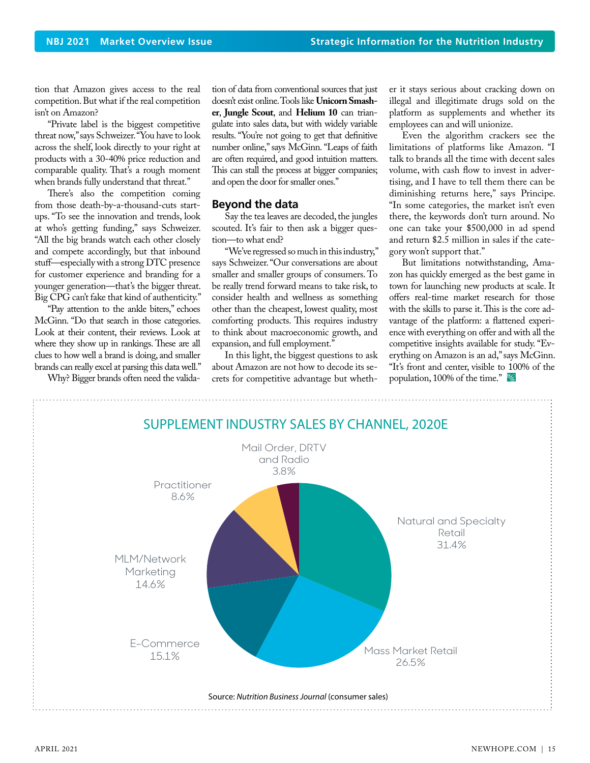tion that Amazon gives access to the real competition. But what if the real competition isn't on Amazon?

"Private label is the biggest competitive threat now," says Schweizer. "You have to look across the shelf, look directly to your right at products with a 30-40% price reduction and comparable quality. That's a rough moment when brands fully understand that threat."

There's also the competition coming from those death-by-a-thousand-cuts startups. "To see the innovation and trends, look at who's getting funding," says Schweizer. "All the big brands watch each other closely and compete accordingly, but that inbound stuff—especially with a strong DTC presence for customer experience and branding for a younger generation—that's the bigger threat. Big CPG can't fake that kind of authenticity."

"Pay attention to the ankle biters," echoes McGinn. "Do that search in those categories. Look at their content, their reviews. Look at where they show up in rankings. These are all clues to how well a brand is doing, and smaller brands can really excel at parsing this data well."

Why? Bigger brands often need the validation of data from conventional sources that just doesn't exist online. Tools like **Unicorn Smasher**, **Jungle Scout**, and **Helium 10** can triangulate into sales data, but with widely variable results. "You're not going to get that definitive number online," says McGinn. "Leaps of faith are often required, and good intuition matters. This can stall the process at bigger companies; and open the door for smaller ones."

## Beyond the data

Say the tea leaves are decoded, the jungles scouted. It's fair to then ask a bigger question—to what end?

"We've regressed so much in this industry," says Schweizer. "Our conversations are about smaller and smaller groups of consumers. To be really trend forward means to take risk, to consider health and wellness as something other than the cheapest, lowest quality, most comforting products. This requires industry to think about macroeconomic growth, and expansion, and full employment."

In this light, the biggest questions to ask about Amazon are not how to decode its secrets for competitive advantage but whether it stays serious about cracking down on illegal and illegitimate drugs sold on the platform as supplements and whether its employees can and will unionize.

Even the algorithm crackers see the limitations of platforms like Amazon. "I talk to brands all the time with decent sales volume, with cash flow to invest in advertising, and I have to tell them there can be diminishing returns here," says Principe. "In some categories, the market isn't even there, the keywords don't turn around. No one can take your $500,000 in ad spend and return $2.5 million in sales if the category won't support that."

But limitations notwithstanding, Amazon has quickly emerged as the best game in town for launching new products at scale. It offers real-time market research for those with the skills to parse it. This is the core advantage of the platform: a flattened experience with everything on offer and with all the competitive insights available for study. "Everything on Amazon is an ad," says McGinn. "It's front and center, visible to 100% of the population, 100% of the time."

### SUPPLEMENT INDUSTRY SALES BY CHANNEL, 2020E

| Channel | Share |
|---|---|
| Natural and Specialty Retail | 31.4% |
| Mass Market Retail | 26.5% |
| E-Commerce | 15.1% |
| MLM/Network Marketing | 14.6% |
| Practitioner | 8.6% |
| Mail Order, DRTV and Radio | 3.8% |

Source: *Nutrition Business Journal* (consumer sales)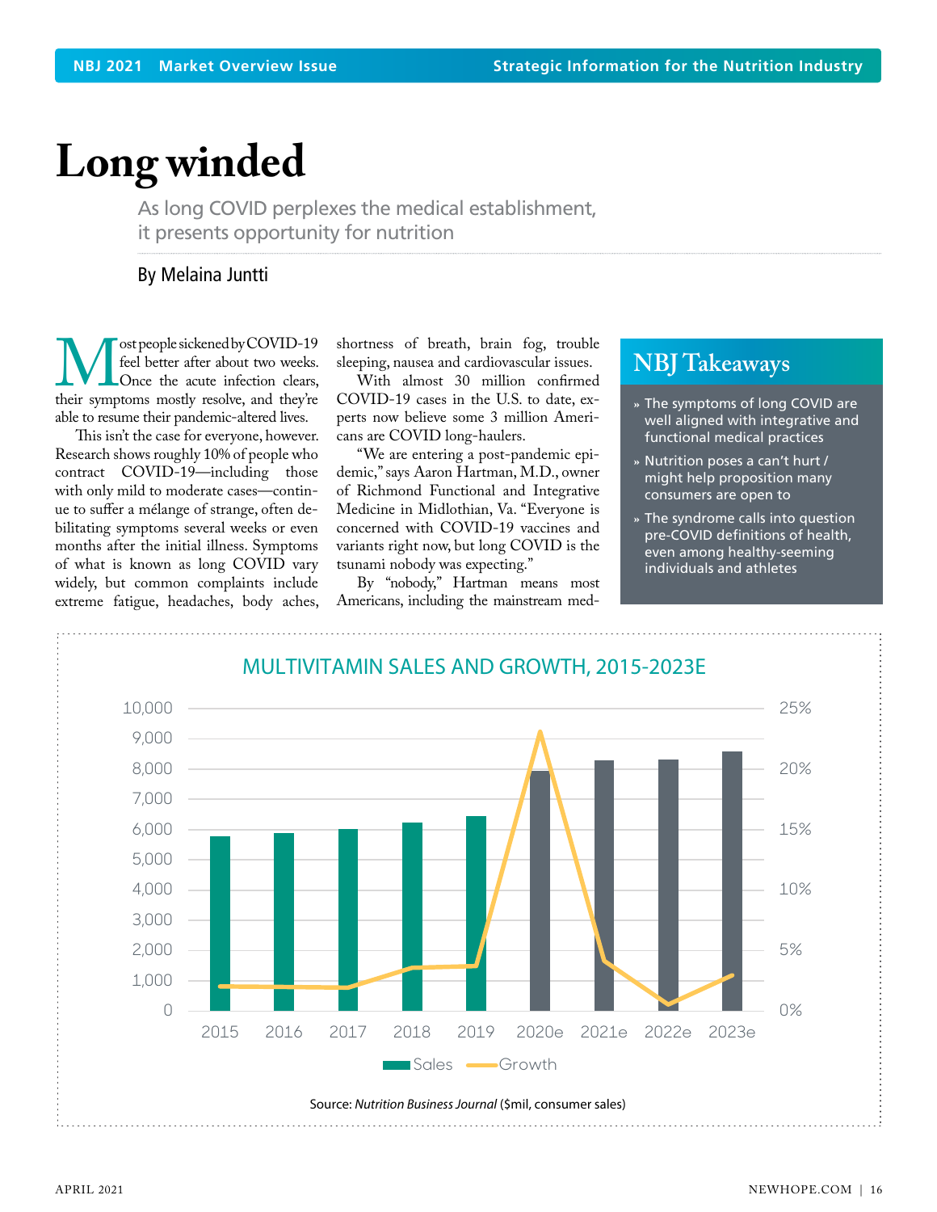# Long winded

As long COVID perplexes the medical establishment, it presents opportunity for nutrition

By Melaina Juntti

Most people sickened by COVID-19 feel better after about two weeks. Once the acute infection clears, their symptoms mostly resolve, and they're able to resume their pandemic-altered lives.

This isn't the case for everyone, however. Research shows roughly 10% of people who contract COVID-19—including those with only mild to moderate cases—continue to suffer a mélange of strange, often debilitating symptoms several weeks or even months after the initial illness. Symptoms of what is known as long COVID vary widely, but common complaints include extreme fatigue, headaches, body aches, shortness of breath, brain fog, trouble sleeping, nausea and cardiovascular issues.

With almost 30 million confirmed COVID-19 cases in the U.S. to date, experts now believe some 3 million Americans are COVID long-haulers.

"We are entering a post-pandemic epidemic," says Aaron Hartman, M.D., owner of Richmond Functional and Integrative Medicine in Midlothian, Va. "Everyone is concerned with COVID-19 vaccines and variants right now, but long COVID is the tsunami nobody was expecting."

By "nobody," Hartman means most Americans, including the mainstream med-

## NBJ Takeaways

- The symptoms of long COVID are well aligned with integrative and functional medical practices
- Nutrition poses a can't hurt / might help proposition many consumers are open to
- The syndrome calls into question pre-COVID definitions of health, even among healthy-seeming individuals and athletes

MULTIVITAMIN SALES AND GROWTH, 2015-2023E

10,000
9,000
8,000
7,000
6,000
5,000
4,000
3,000
2,000
1,000
0

25%
20%
15%
10%
5%
0%

2015 2016 2017 2018 2019 2020e 2021e 2022e 2023e

Sales Growth

Source: *Nutrition Business Journal* ($mil, consumer sales)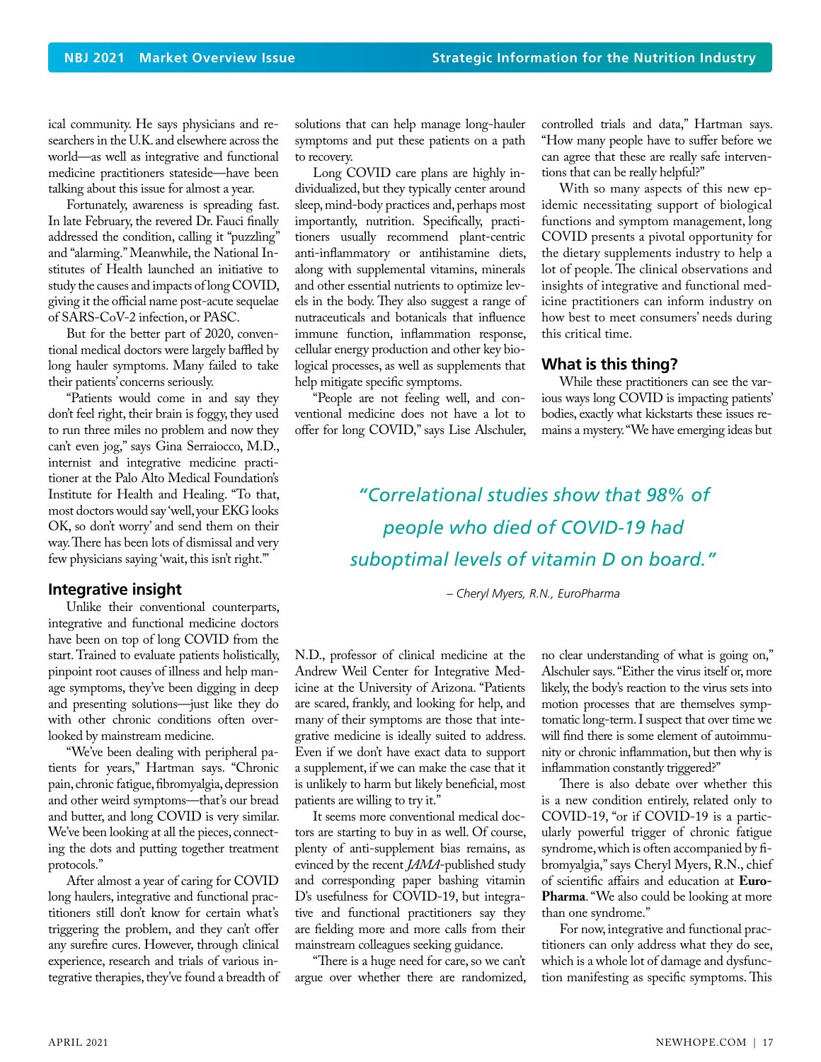ical community. He says physicians and researchers in the U.K. and elsewhere across the world—as well as integrative and functional medicine practitioners stateside—have been talking about this issue for almost a year.

Fortunately, awareness is spreading fast. In late February, the revered Dr. Fauci finally addressed the condition, calling it "puzzling" and "alarming." Meanwhile, the National Institutes of Health launched an initiative to study the causes and impacts of long COVID, giving it the official name post-acute sequelae of SARS-CoV-2 infection, or PASC.

But for the better part of 2020, conventional medical doctors were largely baffled by long hauler symptoms. Many failed to take their patients' concerns seriously.

"Patients would come in and say they don't feel right, their brain is foggy, they used to run three miles no problem and now they can't even jog," says Gina Serraiocco, M.D., internist and integrative medicine practitioner at the Palo Alto Medical Foundation's Institute for Health and Healing. "To that, most doctors would say 'well, your EKG looks OK, so don't worry' and send them on their way. There has been lots of dismissal and very few physicians saying 'wait, this isn't right.'"

## Integrative insight

Unlike their conventional counterparts, integrative and functional medicine doctors have been on top of long COVID from the start. Trained to evaluate patients holistically, pinpoint root causes of illness and help manage symptoms, they've been digging in deep and presenting solutions—just like they do with other chronic conditions often overlooked by mainstream medicine.

"We've been dealing with peripheral patients for years," Hartman says. "Chronic pain, chronic fatigue, fibromyalgia, depression and other weird symptoms—that's our bread and butter, and long COVID is very similar. We've been looking at all the pieces, connecting the dots and putting together treatment protocols."

After almost a year of caring for COVID long haulers, integrative and functional practitioners still don't know for certain what's triggering the problem, and they can't offer any surefire cures. However, through clinical experience, research and trials of various integrative therapies, they've found a breadth of solutions that can help manage long-hauler symptoms and put these patients on a path to recovery.

Long COVID care plans are highly individualized, but they typically center around sleep, mind-body practices and, perhaps most importantly, nutrition. Specifically, practitioners usually recommend plant-centric anti-inflammatory or antihistamine diets, along with supplemental vitamins, minerals and other essential nutrients to optimize levels in the body. They also suggest a range of nutraceuticals and botanicals that influence immune function, inflammation response, cellular energy production and other key biological processes, as well as supplements that help mitigate specific symptoms.

"People are not feeling well, and conventional medicine does not have a lot to offer for long COVID," says Lise Alschuler, N.D., professor of clinical medicine at the Andrew Weil Center for Integrative Medicine at the University of Arizona. "Patients are scared, frankly, and looking for help, and many of their symptoms are those that integrative medicine is ideally suited to address. Even if we don't have exact data to support a supplement, if we can make the case that it is unlikely to harm but likely beneficial, most patients are willing to try it."

It seems more conventional medical doctors are starting to buy in as well. Of course, plenty of anti-supplement bias remains, as evinced by the recent *JAMA*-published study and corresponding paper bashing vitamin D's usefulness for COVID-19, but integrative and functional practitioners say they are fielding more and more calls from their mainstream colleagues seeking guidance.

"There is a huge need for care, so we can't argue over whether there are randomized, controlled trials and data," Hartman says. "How many people have to suffer before we can agree that these are really safe interventions that can be really helpful?"

With so many aspects of this new epidemic necessitating support of biological functions and symptom management, long COVID presents a pivotal opportunity for the dietary supplements industry to help a lot of people. The clinical observations and insights of integrative and functional medicine practitioners can inform industry on how best to meet consumers' needs during this critical time.

> *"Correlational studies show that 98% of people who died of COVID-19 had suboptimal levels of vitamin D on board."*
>
> *– Cheryl Myers, R.N., EuroPharma*

## What is this thing?

While these practitioners can see the various ways long COVID is impacting patients' bodies, exactly what kickstarts these issues remains a mystery. "We have emerging ideas but no clear understanding of what is going on," Alschuler says. "Either the virus itself or, more likely, the body's reaction to the virus sets into motion processes that are themselves symptomatic long-term. I suspect that over time we will find there is some element of autoimmunity or chronic inflammation, but then why is inflammation constantly triggered?"

There is also debate over whether this is a new condition entirely, related only to COVID-19, "or if COVID-19 is a particularly powerful trigger of chronic fatigue syndrome, which is often accompanied by fibromyalgia," says Cheryl Myers, R.N., chief of scientific affairs and education at **EuroPharma**. "We also could be looking at more than one syndrome."

For now, integrative and functional practitioners can only address what they do see, which is a whole lot of damage and dysfunction manifesting as specific symptoms. This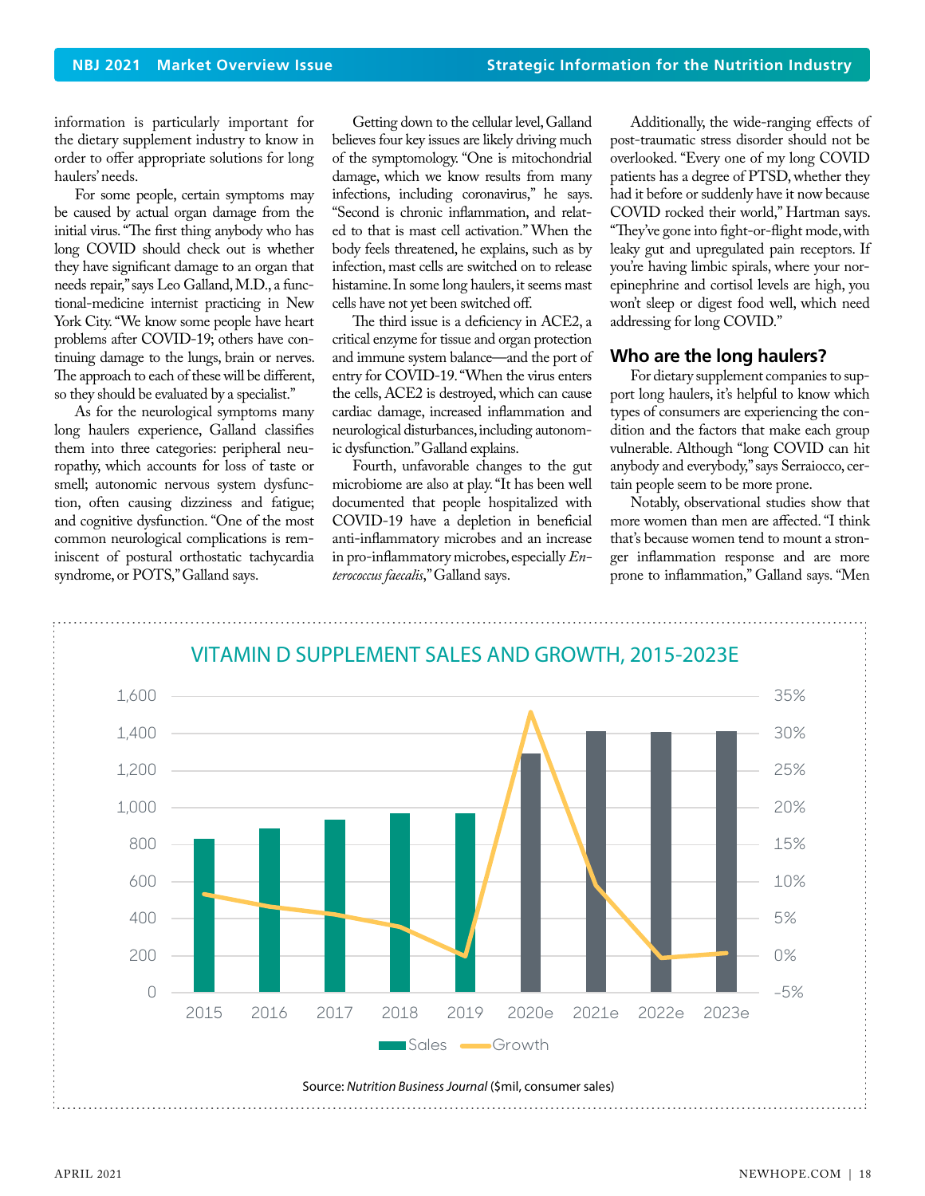information is particularly important for the dietary supplement industry to know in order to offer appropriate solutions for long haulers' needs.

For some people, certain symptoms may be caused by actual organ damage from the initial virus. "The first thing anybody who has long COVID should check out is whether they have significant damage to an organ that needs repair," says Leo Galland, M.D., a functional-medicine internist practicing in New York City. "We know some people have heart problems after COVID-19; others have continuing damage to the lungs, brain or nerves. The approach to each of these will be different, so they should be evaluated by a specialist."

As for the neurological symptoms many long haulers experience, Galland classifies them into three categories: peripheral neuropathy, which accounts for loss of taste or smell; autonomic nervous system dysfunction, often causing dizziness and fatigue; and cognitive dysfunction. "One of the most common neurological complications is reminiscent of postural orthostatic tachycardia syndrome, or POTS," Galland says.

Getting down to the cellular level, Galland believes four key issues are likely driving much of the symptomology. "One is mitochondrial damage, which we know results from many infections, including coronavirus," he says. "Second is chronic inflammation, and related to that is mast cell activation." When the body feels threatened, he explains, such as by infection, mast cells are switched on to release histamine. In some long haulers, it seems mast cells have not yet been switched off.

The third issue is a deficiency in ACE2, a critical enzyme for tissue and organ protection and immune system balance—and the port of entry for COVID-19. "When the virus enters the cells, ACE2 is destroyed, which can cause cardiac damage, increased inflammation and neurological disturbances, including autonomic dysfunction." Galland explains.

Fourth, unfavorable changes to the gut microbiome are also at play. "It has been well documented that people hospitalized with COVID-19 have a depletion in beneficial anti-inflammatory microbes and an increase in pro-inflammatory microbes, especially *Enterococcus faecalis*," Galland says.

Additionally, the wide-ranging effects of post-traumatic stress disorder should not be overlooked. "Every one of my long COVID patients has a degree of PTSD, whether they had it before or suddenly have it now because COVID rocked their world," Hartman says. "They've gone into fight-or-flight mode, with leaky gut and upregulated pain receptors. If you're having limbic spirals, where your norepinephrine and cortisol levels are high, you won't sleep or digest food well, which need addressing for long COVID."

## Who are the long haulers?

For dietary supplement companies to support long haulers, it's helpful to know which types of consumers are experiencing the condition and the factors that make each group vulnerable. Although "long COVID can hit anybody and everybody," says Serraiocco, certain people seem to be more prone.

Notably, observational studies show that more women than men are affected. "I think that's because women tend to mount a stronger inflammation response and are more prone to inflammation," Galland says. "Men

VITAMIN D SUPPLEMENT SALES AND GROWTH, 2015-2023E

1,600
1,400
1,200
1,000
800
600
400
200
0

35%
30%
25%
20%
15%
10%
5%
0%
-5%

2015 2016 2017 2018 2019 2020e 2021e 2022e 2023e

Sales Growth

Source: *Nutrition Business Journal* ($mil, consumer sales)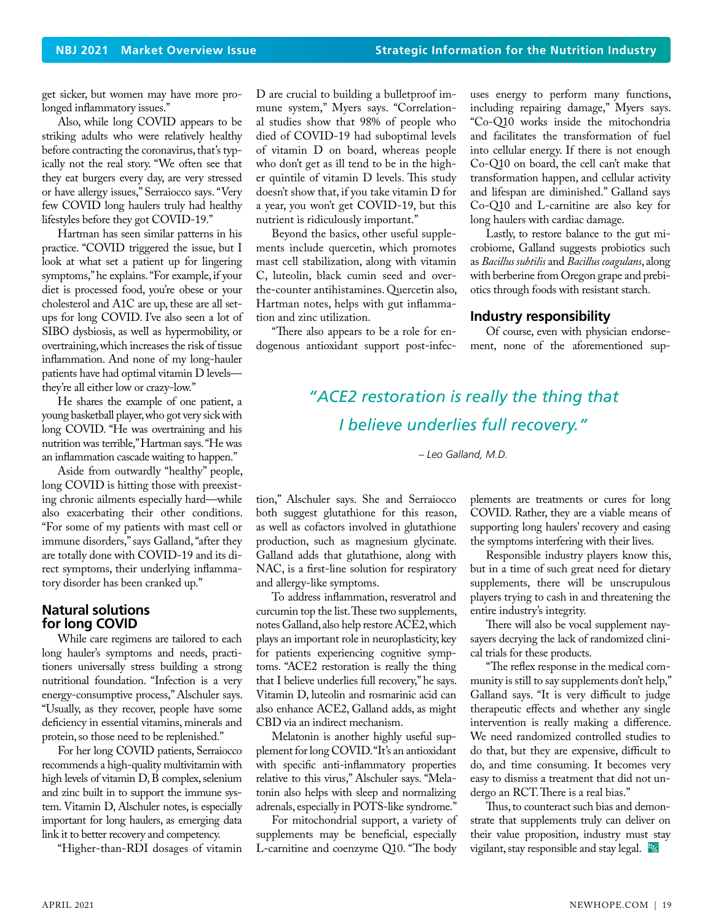get sicker, but women may have more prolonged inflammatory issues."

Also, while long COVID appears to be striking adults who were relatively healthy before contracting the coronavirus, that's typically not the real story. "We often see that they eat burgers every day, are very stressed or have allergy issues," Serraiocco says. "Very few COVID long haulers truly had healthy lifestyles before they got COVID-19."

Hartman has seen similar patterns in his practice. "COVID triggered the issue, but I look at what set a patient up for lingering symptoms," he explains. "For example, if your diet is processed food, you're obese or your cholesterol and A1C are up, these are all setups for long COVID. I've also seen a lot of SIBO dysbiosis, as well as hypermobility, or overtraining, which increases the risk of tissue inflammation. And none of my long-hauler patients have had optimal vitamin D levels—they're all either low or crazy-low."

He shares the example of one patient, a young basketball player, who got very sick with long COVID. "He was overtraining and his nutrition was terrible," Hartman says. "He was an inflammation cascade waiting to happen."

Aside from outwardly "healthy" people, long COVID is hitting those with preexisting chronic ailments especially hard—while also exacerbating their other conditions. "For some of my patients with mast cell or immune disorders," says Galland, "after they are totally done with COVID-19 and its direct symptoms, their underlying inflammatory disorder has been cranked up."

## Natural solutions for long COVID

While care regimens are tailored to each long hauler's symptoms and needs, practitioners universally stress building a strong nutritional foundation. "Infection is a very energy-consumptive process," Alschuler says. "Usually, as they recover, people have some deficiency in essential vitamins, minerals and protein, so those need to be replenished."

For her long COVID patients, Serraiocco recommends a high-quality multivitamin with high levels of vitamin D, B complex, selenium and zinc built in to support the immune system. Vitamin D, Alschuler notes, is especially important for long haulers, as emerging data link it to better recovery and competency.

"Higher-than-RDI dosages of vitamin D are crucial to building a bulletproof immune system," Myers says. "Correlational studies show that 98% of people who died of COVID-19 had suboptimal levels of vitamin D on board, whereas people who don't get as ill tend to be in the higher quintile of vitamin D levels. This study doesn't show that, if you take vitamin D for a year, you won't get COVID-19, but this nutrient is ridiculously important."

Beyond the basics, other useful supplements include quercetin, which promotes mast cell stabilization, along with vitamin C, luteolin, black cumin seed and over-the-counter antihistamines. Quercetin also, Hartman notes, helps with gut inflammation and zinc utilization.

"There also appears to be a role for endogenous antioxidant support post-infection," Alschuler says. She and Serraiocco both suggest glutathione for this reason, as well as cofactors involved in glutathione production, such as magnesium glycinate. Galland adds that glutathione, along with NAC, is a first-line solution for respiratory and allergy-like symptoms.

To address inflammation, resveratrol and curcumin top the list. These two supplements, notes Galland, also help restore ACE2, which plays an important role in neuroplasticity, key for patients experiencing cognitive symptoms. "ACE2 restoration is really the thing that I believe underlies full recovery," he says. Vitamin D, luteolin and rosmarinic acid can also enhance ACE2, Galland adds, as might CBD via an indirect mechanism.

Melatonin is another highly useful supplement for long COVID. "It's an antioxidant with specific anti-inflammatory properties relative to this virus," Alschuler says. "Melatonin also helps with sleep and normalizing adrenals, especially in POTS-like syndrome."

For mitochondrial support, a variety of supplements may be beneficial, especially L-carnitine and coenzyme Q10. "The body uses energy to perform many functions, including repairing damage," Myers says. "Co-Q10 works inside the mitochondria and facilitates the transformation of fuel into cellular energy. If there is not enough Co-Q10 on board, the cell can't make that transformation happen, and cellular activity and lifespan are diminished." Galland says Co-Q10 and L-carnitine are also key for long haulers with cardiac damage.

Lastly, to restore balance to the gut microbiome, Galland suggests probiotics such as *Bacillus subtilis* and *Bacillus coagulans*, along with berberine from Oregon grape and prebiotics through foods with resistant starch.

> *"ACE2 restoration is really the thing that I believe underlies full recovery."*
>
> *– Leo Galland, M.D.*

## Industry responsibility

Of course, even with physician endorsement, none of the aforementioned supplements are treatments or cures for long COVID. Rather, they are a viable means of supporting long haulers' recovery and easing the symptoms interfering with their lives.

Responsible industry players know this, but in a time of such great need for dietary supplements, there will be unscrupulous players trying to cash in and threatening the entire industry's integrity.

There will also be vocal supplement naysayers decrying the lack of randomized clinical trials for these products.

"The reflex response in the medical community is still to say supplements don't help," Galland says. "It is very difficult to judge therapeutic effects and whether any single intervention is really making a difference. We need randomized controlled studies to do that, but they are expensive, difficult to do, and time consuming. It becomes very easy to dismiss a treatment that did not undergo an RCT. There is a real bias."

Thus, to counteract such bias and demonstrate that supplements truly can deliver on their value proposition, industry must stay vigilant, stay responsible and stay legal.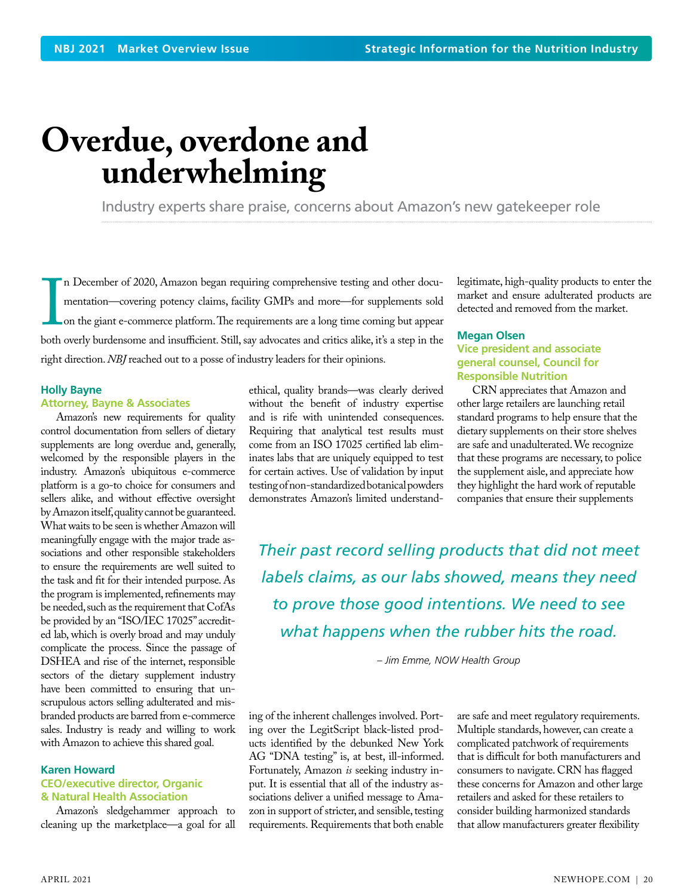# Overdue, overdone and underwhelming

Industry experts share praise, concerns about Amazon's new gatekeeper role

In December of 2020, Amazon began requiring comprehensive testing and other documentation—covering potency claims, facility GMPs and more—for supplements sold on the giant e-commerce platform. The requirements are a long time coming but appear both overly burdensome and insufficient. Still, say advocates and critics alike, it's a step in the right direction. *NBJ* reached out to a posse of industry leaders for their opinions.

### Holly Bayne
### Attorney, Bayne & Associates

Amazon's new requirements for quality control documentation from sellers of dietary supplements are long overdue and, generally, welcomed by the responsible players in the industry. Amazon's ubiquitous e-commerce platform is a go-to choice for consumers and sellers alike, and without effective oversight by Amazon itself, quality cannot be guaranteed. What waits to be seen is whether Amazon will meaningfully engage with the major trade associations and other responsible stakeholders to ensure the requirements are well suited to the task and fit for their intended purpose. As the program is implemented, refinements may be needed, such as the requirement that CofAs be provided by an "ISO/IEC 17025" accredited lab, which is overly broad and may unduly complicate the process. Since the passage of DSHEA and rise of the internet, responsible sectors of the dietary supplement industry have been committed to ensuring that unscrupulous actors selling adulterated and misbranded products are barred from e-commerce sales. Industry is ready and willing to work with Amazon to achieve this shared goal.

### Karen Howard
### CEO/executive director, Organic & Natural Health Association

Amazon's sledgehammer approach to cleaning up the marketplace—a goal for all ethical, quality brands—was clearly derived without the benefit of industry expertise and is rife with unintended consequences. Requiring that analytical test results must come from an ISO 17025 certified lab eliminates labs that are uniquely equipped to test for certain actives. Use of validation by input testing of non-standardized botanical powders demonstrates Amazon's limited understanding of the inherent challenges involved. Porting over the LegitScript black-listed products identified by the debunked New York AG "DNA testing" is, at best, ill-informed. Fortunately, Amazon *is* seeking industry input. It is essential that all of the industry associations deliver a unified message to Amazon in support of stricter, and sensible, testing requirements. Requirements that both enable legitimate, high-quality products to enter the market and ensure adulterated products are detected and removed from the market.

### Megan Olsen
### Vice president and associate general counsel, Council for Responsible Nutrition

CRN appreciates that Amazon and other large retailers are launching retail standard programs to help ensure that the dietary supplements on their store shelves are safe and unadulterated. We recognize that these programs are necessary, to police the supplement aisle, and appreciate how they highlight the hard work of reputable companies that ensure their supplements are safe and meet regulatory requirements. Multiple standards, however, can create a complicated patchwork of requirements that is difficult for both manufacturers and consumers to navigate. CRN has flagged these concerns for Amazon and other large retailers and asked for these retailers to consider building harmonized standards that allow manufacturers greater flexibility

> *Their past record selling products that did not meet labels claims, as our labs showed, means they need to prove those good intentions. We need to see what happens when the rubber hits the road.*
>
> *– Jim Emme, NOW Health Group*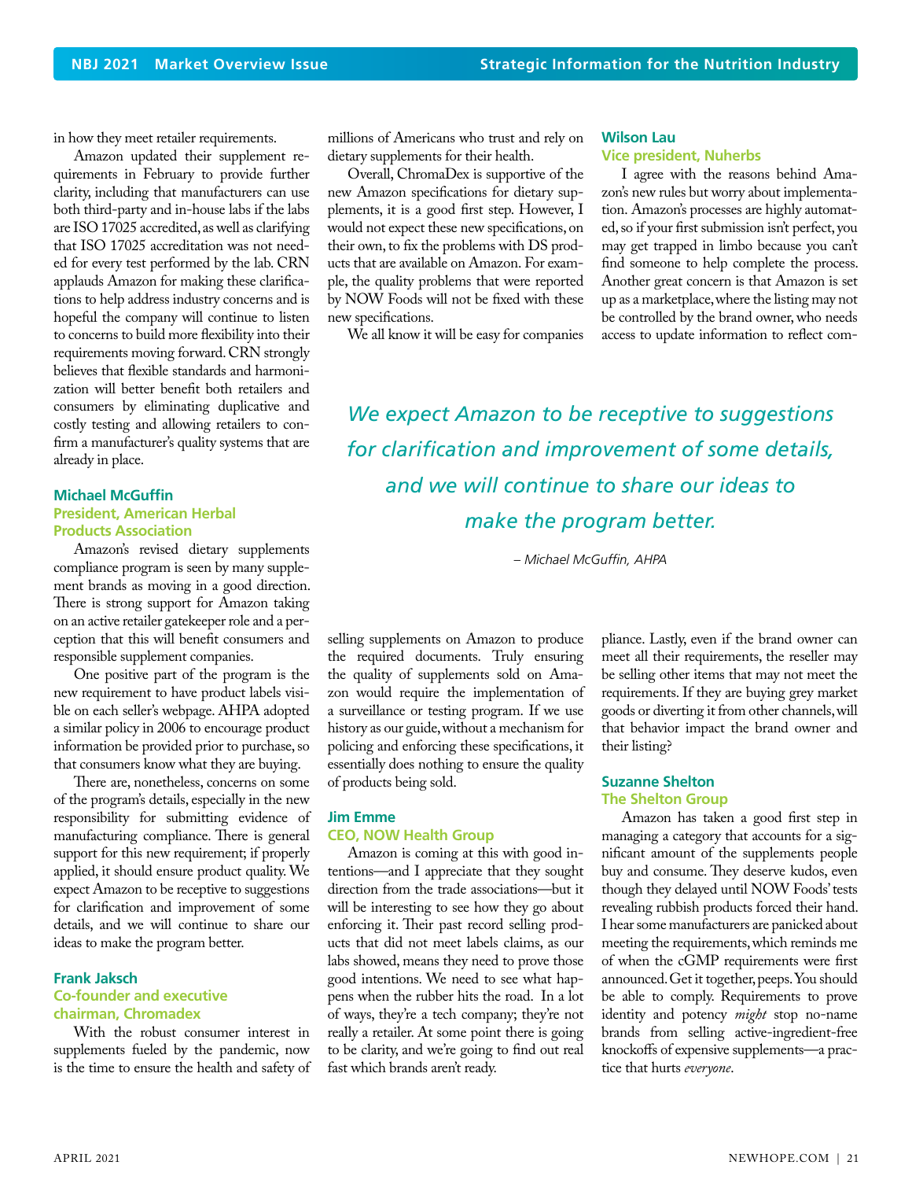in how they meet retailer requirements.

Amazon updated their supplement requirements in February to provide further clarity, including that manufacturers can use both third-party and in-house labs if the labs are ISO 17025 accredited, as well as clarifying that ISO 17025 accreditation was not needed for every test performed by the lab. CRN applauds Amazon for making these clarifications to help address industry concerns and is hopeful the company will continue to listen to concerns to build more flexibility into their requirements moving forward. CRN strongly believes that flexible standards and harmonization will better benefit both retailers and consumers by eliminating duplicative and costly testing and allowing retailers to confirm a manufacturer's quality systems that are already in place.

### Michael McGuffin
### President, American Herbal Products Association

Amazon's revised dietary supplements compliance program is seen by many supplement brands as moving in a good direction. There is strong support for Amazon taking on an active retailer gatekeeper role and a perception that this will benefit consumers and responsible supplement companies.

One positive part of the program is the new requirement to have product labels visible on each seller's webpage. AHPA adopted a similar policy in 2006 to encourage product information be provided prior to purchase, so that consumers know what they are buying.

There are, nonetheless, concerns on some of the program's details, especially in the new responsibility for submitting evidence of manufacturing compliance. There is general support for this new requirement; if properly applied, it should ensure product quality. We expect Amazon to be receptive to suggestions for clarification and improvement of some details, and we will continue to share our ideas to make the program better.

### Frank Jaksch
### Co-founder and executive chairman, Chromadex

With the robust consumer interest in supplements fueled by the pandemic, now is the time to ensure the health and safety of millions of Americans who trust and rely on dietary supplements for their health.

Overall, ChromaDex is supportive of the new Amazon specifications for dietary supplements, it is a good first step. However, I would not expect these new specifications, on their own, to fix the problems with DS products that are available on Amazon. For example, the quality problems that were reported by NOW Foods will not be fixed with these new specifications.

We all know it will be easy for companies selling supplements on Amazon to produce the required documents. Truly ensuring the quality of supplements sold on Amazon would require the implementation of a surveillance or testing program. If we use history as our guide, without a mechanism for policing and enforcing these specifications, it essentially does nothing to ensure the quality of products being sold.

> *We expect Amazon to be receptive to suggestions for clarification and improvement of some details, and we will continue to share our ideas to make the program better.*
>
> *– Michael McGuffin, AHPA*

### Jim Emme
### CEO, NOW Health Group

Amazon is coming at this with good intentions—and I appreciate that they sought direction from the trade associations—but it will be interesting to see how they go about enforcing it. Their past record selling products that did not meet labels claims, as our labs showed, means they need to prove those good intentions. We need to see what happens when the rubber hits the road. In a lot of ways, they're a tech company; they're not really a retailer. At some point there is going to be clarity, and we're going to find out real fast which brands aren't ready.

### Wilson Lau
### Vice president, Nuherbs

I agree with the reasons behind Amazon's new rules but worry about implementation. Amazon's processes are highly automated, so if your first submission isn't perfect, you may get trapped in limbo because you can't find someone to help complete the process. Another great concern is that Amazon is set up as a marketplace, where the listing may not be controlled by the brand owner, who needs access to update information to reflect compliance. Lastly, even if the brand owner can meet all their requirements, the reseller may be selling other items that may not meet the requirements. If they are buying grey market goods or diverting it from other channels, will that behavior impact the brand owner and their listing?

### Suzanne Shelton
### The Shelton Group

Amazon has taken a good first step in managing a category that accounts for a significant amount of the supplements people buy and consume. They deserve kudos, even though they delayed until NOW Foods' tests revealing rubbish products forced their hand. I hear some manufacturers are panicked about meeting the requirements, which reminds me of when the cGMP requirements were first announced. Get it together, peeps. You should be able to comply. Requirements to prove identity and potency *might* stop no-name brands from selling active-ingredient-free knockoffs of expensive supplements—a practice that hurts *everyone*.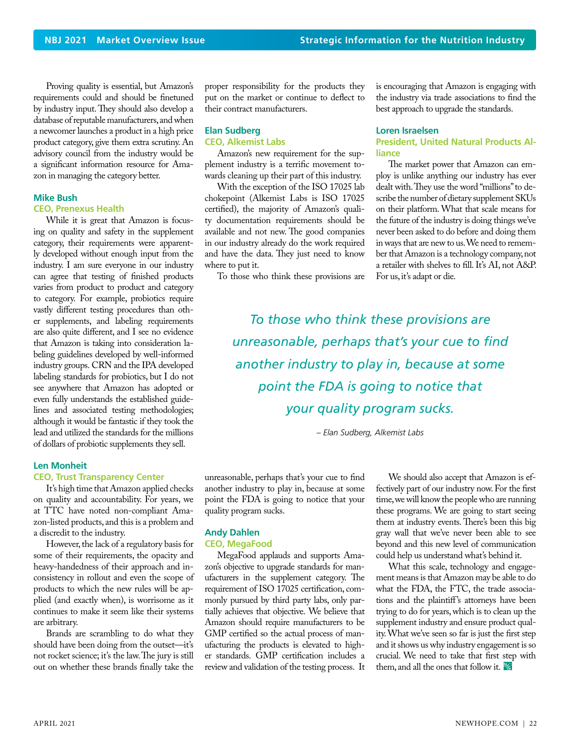Proving quality is essential, but Amazon's requirements could and should be finetuned by industry input. They should also develop a database of reputable manufacturers, and when a newcomer launches a product in a high price product category, give them extra scrutiny. An advisory council from the industry would be a significant information resource for Amazon in managing the category better.

**Mike Bush**
**CEO, Prenexus Health**

While it is great that Amazon is focusing on quality and safety in the supplement category, their requirements were apparently developed without enough input from the industry. I am sure everyone in our industry can agree that testing of finished products varies from product to product and category to category. For example, probiotics require vastly different testing procedures than other supplements, and labeling requirements are also quite different, and I see no evidence that Amazon is taking into consideration labeling guidelines developed by well-informed industry groups. CRN and the IPA developed labeling standards for probiotics, but I do not see anywhere that Amazon has adopted or even fully understands the established guidelines and associated testing methodologies; although it would be fantastic if they took the lead and utilized the standards for the millions of dollars of probiotic supplements they sell.

**Len Monheit**
**CEO, Trust Transparency Center**

It's high time that Amazon applied checks on quality and accountability. For years, we at TTC have noted non-compliant Amazon-listed products, and this is a problem and a discredit to the industry.

However, the lack of a regulatory basis for some of their requirements, the opacity and heavy-handedness of their approach and inconsistency in rollout and even the scope of products to which the new rules will be applied (and exactly when), is worrisome as it continues to make it seem like their systems are arbitrary.

Brands are scrambling to do what they should have been doing from the outset—it's not rocket science; it's the law. The jury is still out on whether these brands finally take the proper responsibility for the products they put on the market or continue to deflect to their contract manufacturers.

**Elan Sudberg**
**CEO, Alkemist Labs**

Amazon's new requirement for the supplement industry is a terrific movement towards cleaning up their part of this industry.

With the exception of the ISO 17025 lab chokepoint (Alkemist Labs is ISO 17025 certified), the majority of Amazon's quality documentation requirements should be available and not new. The good companies in our industry already do the work required and have the data. They just need to know where to put it.

To those who think these provisions are unreasonable, perhaps that's your cue to find another industry to play in, because at some point the FDA is going to notice that your quality program sucks.

> *To those who think these provisions are unreasonable, perhaps that's your cue to find another industry to play in, because at some point the FDA is going to notice that your quality program sucks.*
>
> *– Elan Sudberg, Alkemist Labs*

**Andy Dahlen**
**CEO, MegaFood**

MegaFood applauds and supports Amazon's objective to upgrade standards for manufacturers in the supplement category. The requirement of ISO 17025 certification, commonly pursued by third party labs, only partially achieves that objective. We believe that Amazon should require manufacturers to be GMP certified so the actual process of manufacturing the products is elevated to higher standards. GMP certification includes a review and validation of the testing process. It is encouraging that Amazon is engaging with the industry via trade associations to find the best approach to upgrade the standards.

**Loren Israelsen**
**President, United Natural Products Alliance**

The market power that Amazon can employ is unlike anything our industry has ever dealt with. They use the word "millions" to describe the number of dietary supplement SKUs on their platform. What that scale means for the future of the industry is doing things we've never been asked to do before and doing them in ways that are new to us. We need to remember that Amazon is a technology company, not a retailer with shelves to fill. It's AI, not A&P. For us, it's adapt or die.

We should also accept that Amazon is effectively part of our industry now. For the first time, we will know the people who are running these programs. We are going to start seeing them at industry events. There's been this big gray wall that we've never been able to see beyond and this new level of communication could help us understand what's behind it.

What this scale, technology and engagement means is that Amazon may be able to do what the FDA, the FTC, the trade associations and the plaintiff's attorneys have been trying to do for years, which is to clean up the supplement industry and ensure product quality. What we've seen so far is just the first step and it shows us why industry engagement is so crucial. We need to take that first step with them, and all the ones that follow it.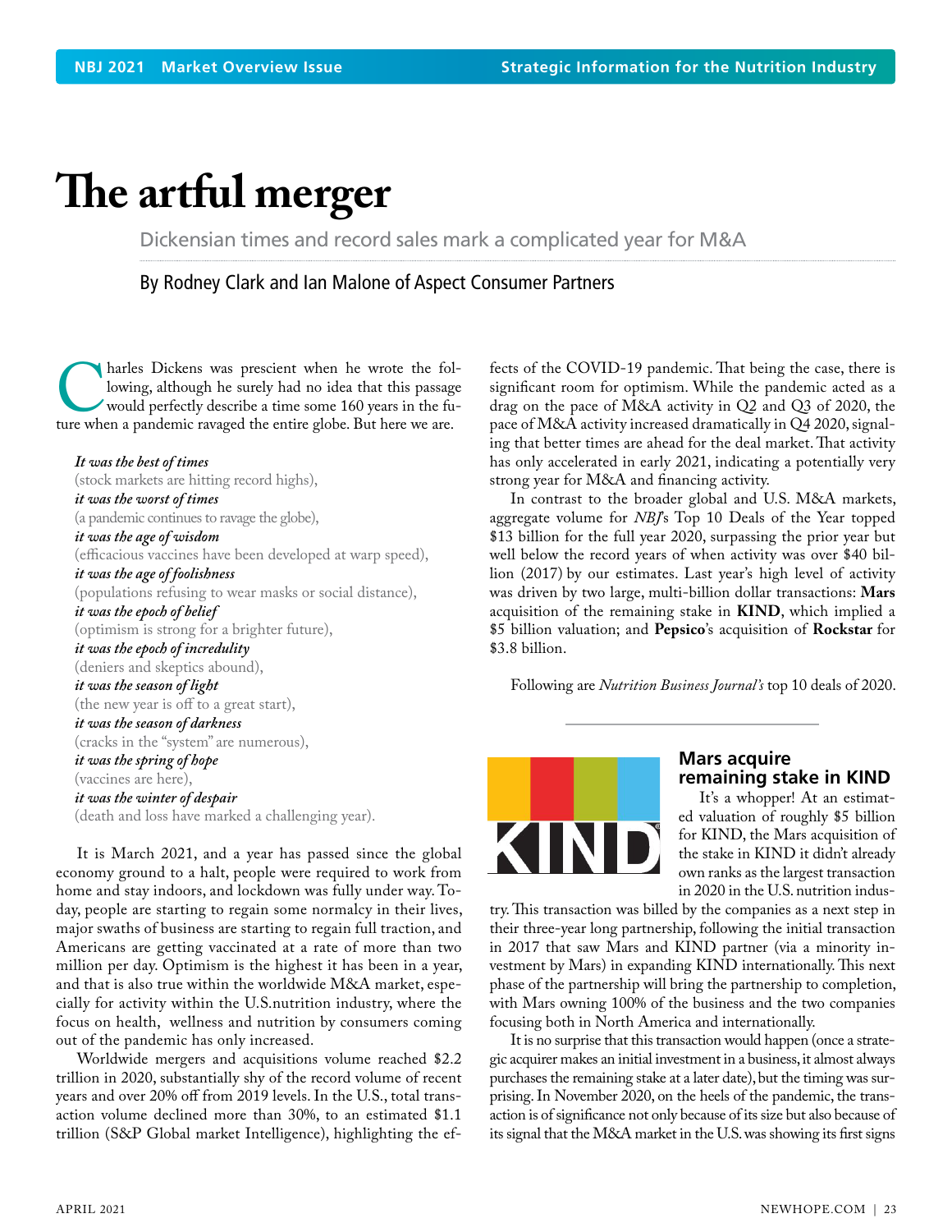# The artful merger

Dickensian times and record sales mark a complicated year for M&A

By Rodney Clark and Ian Malone of Aspect Consumer Partners

Charles Dickens was prescient when he wrote the following, although he surely had no idea that this passage would perfectly describe a time some 160 years in the future when a pandemic ravaged the entire globe. But here we are.

*It was the best of times*
(stock markets are hitting record highs),
*it was the worst of times*
(a pandemic continues to ravage the globe),
*it was the age of wisdom*
(efficacious vaccines have been developed at warp speed),
*it was the age of foolishness*
(populations refusing to wear masks or social distance),
*it was the epoch of belief*
(optimism is strong for a brighter future),
*it was the epoch of incredulity*
(deniers and skeptics abound),
*it was the season of light*
(the new year is off to a great start),
*it was the season of darkness*
(cracks in the "system" are numerous),
*it was the spring of hope*
(vaccines are here),
*it was the winter of despair*
(death and loss have marked a challenging year).

It is March 2021, and a year has passed since the global economy ground to a halt, people were required to work from home and stay indoors, and lockdown was fully under way. Today, people are starting to regain some normalcy in their lives, major swaths of business are starting to regain full traction, and Americans are getting vaccinated at a rate of more than two million per day. Optimism is the highest it has been in a year, and that is also true within the worldwide M&A market, especially for activity within the U.S.nutrition industry, where the focus on health, wellness and nutrition by consumers coming out of the pandemic has only increased.

Worldwide mergers and acquisitions volume reached $2.2 trillion in 2020, substantially shy of the record volume of recent years and over 20% off from 2019 levels. In the U.S., total transaction volume declined more than 30%, to an estimated $1.1 trillion (S&P Global market Intelligence), highlighting the effects of the COVID-19 pandemic. That being the case, there is significant room for optimism. While the pandemic acted as a drag on the pace of M&A activity in Q2 and Q3 of 2020, the pace of M&A activity increased dramatically in Q4 2020, signaling that better times are ahead for the deal market. That activity has only accelerated in early 2021, indicating a potentially very strong year for M&A and financing activity.

In contrast to the broader global and U.S. M&A markets, aggregate volume for *NBJ*'s Top 10 Deals of the Year topped $13 billion for the full year 2020, surpassing the prior year but well below the record years of when activity was over $40 billion (2017) by our estimates. Last year's high level of activity was driven by two large, multi-billion dollar transactions: **Mars** acquisition of the remaining stake in **KIND**, which implied a $5 billion valuation; and **Pepsico**'s acquisition of **Rockstar** for $3.8 billion.

Following are *Nutrition Business Journal's* top 10 deals of 2020.

## Mars acquire remaining stake in KIND

It's a whopper! At an estimated valuation of roughly $5 billion for KIND, the Mars acquisition of the stake in KIND it didn't already own ranks as the largest transaction in 2020 in the U.S. nutrition industry. This transaction was billed by the companies as a next step in their three-year long partnership, following the initial transaction in 2017 that saw Mars and KIND partner (via a minority investment by Mars) in expanding KIND internationally. This next phase of the partnership will bring the partnership to completion, with Mars owning 100% of the business and the two companies focusing both in North America and internationally.

It is no surprise that this transaction would happen (once a strategic acquirer makes an initial investment in a business, it almost always purchases the remaining stake at a later date), but the timing was surprising. In November 2020, on the heels of the pandemic, the transaction is of significance not only because of its size but also because of its signal that the M&A market in the U.S. was showing its first signs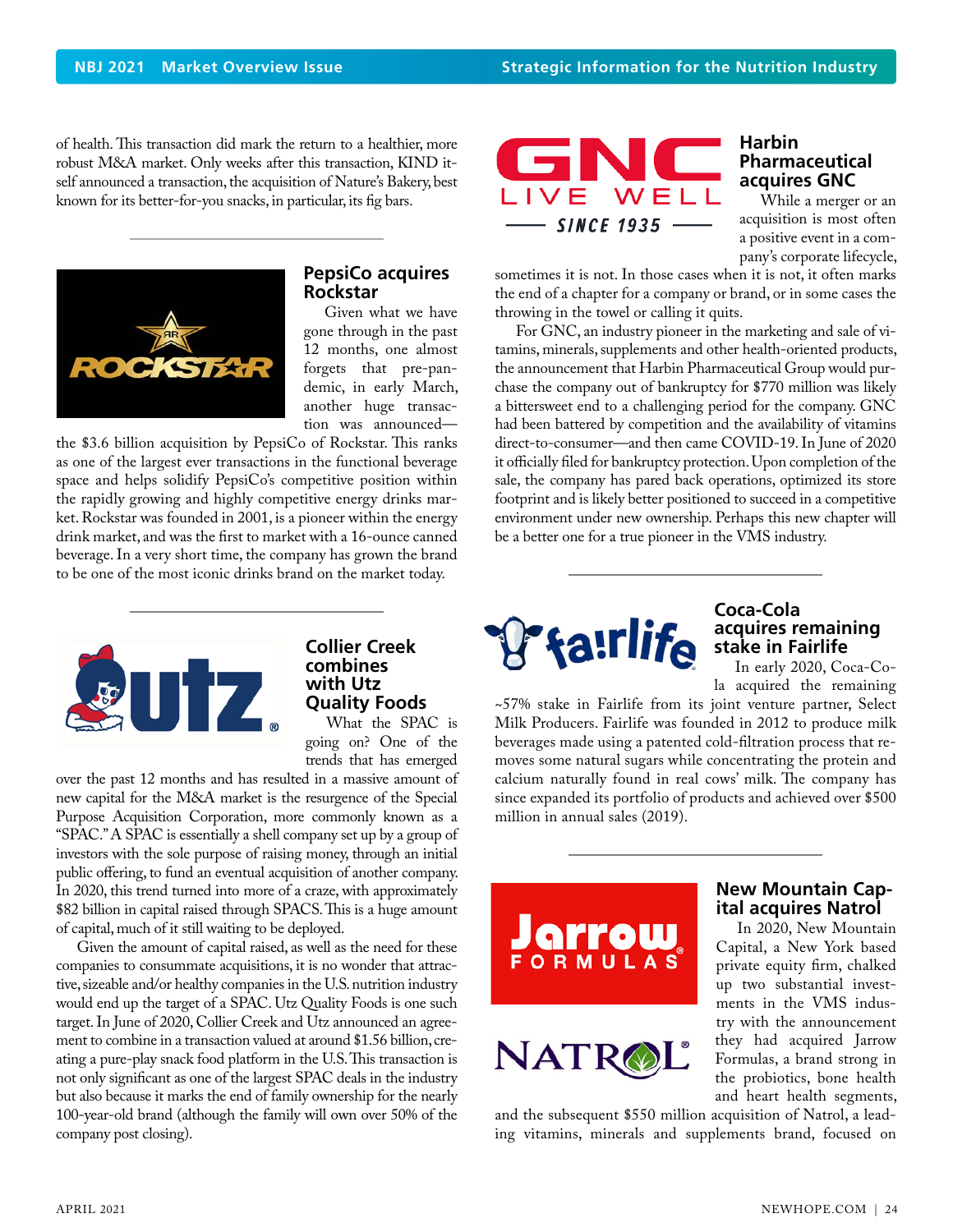of health. This transaction did mark the return to a healthier, more robust M&A market. Only weeks after this transaction, KIND itself announced a transaction, the acquisition of Nature's Bakery, best known for its better-for-you snacks, in particular, its fig bars.

### PepsiCo acquires Rockstar

Given what we have gone through in the past 12 months, one almost forgets that pre-pandemic, in early March, another huge transaction was announced—the $3.6 billion acquisition by PepsiCo of Rockstar. This ranks as one of the largest ever transactions in the functional beverage space and helps solidify PepsiCo's competitive position within the rapidly growing and highly competitive energy drinks market. Rockstar was founded in 2001, is a pioneer within the energy drink market, and was the first to market with a 16-ounce canned beverage. In a very short time, the company has grown the brand to be one of the most iconic drinks brand on the market today.

### Collier Creek combines with Utz Quality Foods

What the SPAC is going on? One of the trends that has emerged over the past 12 months and has resulted in a massive amount of new capital for the M&A market is the resurgence of the Special Purpose Acquisition Corporation, more commonly known as a "SPAC." A SPAC is essentially a shell company set up by a group of investors with the sole purpose of raising money, through an initial public offering, to fund an eventual acquisition of another company. In 2020, this trend turned into more of a craze, with approximately $82 billion in capital raised through SPACS. This is a huge amount of capital, much of it still waiting to be deployed.

Given the amount of capital raised, as well as the need for these companies to consummate acquisitions, it is no wonder that attractive, sizeable and/or healthy companies in the U.S. nutrition industry would end up the target of a SPAC. Utz Quality Foods is one such target. In June of 2020, Collier Creek and Utz announced an agreement to combine in a transaction valued at around $1.56 billion, creating a pure-play snack food platform in the U.S. This transaction is not only significant as one of the largest SPAC deals in the industry but also because it marks the end of family ownership for the nearly 100-year-old brand (although the family will own over 50% of the company post closing).

### Harbin Pharmaceutical acquires GNC

While a merger or an acquisition is most often a positive event in a company's corporate lifecycle, sometimes it is not. In those cases when it is not, it often marks the end of a chapter for a company or brand, or in some cases the throwing in the towel or calling it quits.

For GNC, an industry pioneer in the marketing and sale of vitamins, minerals, supplements and other health-oriented products, the announcement that Harbin Pharmaceutical Group would purchase the company out of bankruptcy for $770 million was likely a bittersweet end to a challenging period for the company. GNC had been battered by competition and the availability of vitamins direct-to-consumer—and then came COVID-19. In June of 2020 it officially filed for bankruptcy protection. Upon completion of the sale, the company has pared back operations, optimized its store footprint and is likely better positioned to succeed in a competitive environment under new ownership. Perhaps this new chapter will be a better one for a true pioneer in the VMS industry.

### Coca-Cola acquires remaining stake in Fairlife

In early 2020, Coca-Cola acquired the remaining ~57% stake in Fairlife from its joint venture partner, Select Milk Producers. Fairlife was founded in 2012 to produce milk beverages made using a patented cold-filtration process that removes some natural sugars while concentrating the protein and calcium naturally found in real cows' milk. The company has since expanded its portfolio of products and achieved over $500 million in annual sales (2019).

### New Mountain Capital acquires Natrol

In 2020, New Mountain Capital, a New York based private equity firm, chalked up two substantial investments in the VMS industry with the announcement they had acquired Jarrow Formulas, a brand strong in the probiotics, bone health and heart health segments, and the subsequent $550 million acquisition of Natrol, a leading vitamins, minerals and supplements brand, focused on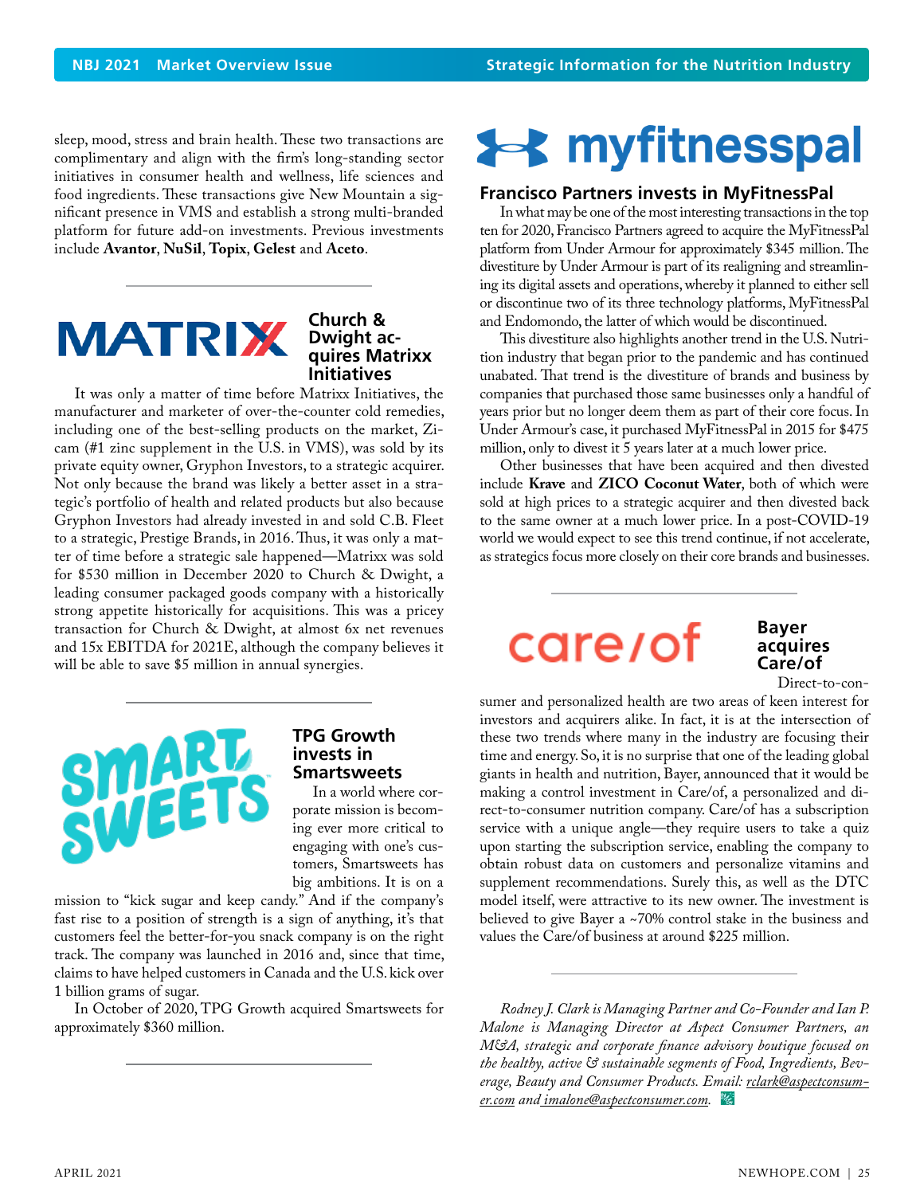sleep, mood, stress and brain health. These two transactions are complimentary and align with the firm's long-standing sector initiatives in consumer health and wellness, life sciences and food ingredients. These transactions give New Mountain a significant presence in VMS and establish a strong multi-branded platform for future add-on investments. Previous investments include **Avantor**, **NuSil**, **Topix**, **Gelest** and **Aceto**.

## Church & Dwight acquires Matrixx Initiatives

It was only a matter of time before Matrixx Initiatives, the manufacturer and marketer of over-the-counter cold remedies, including one of the best-selling products on the market, Zicam (#1 zinc supplement in the U.S. in VMS), was sold by its private equity owner, Gryphon Investors, to a strategic acquirer. Not only because the brand was likely a better asset in a strategic's portfolio of health and related products but also because Gryphon Investors had already invested in and sold C.B. Fleet to a strategic, Prestige Brands, in 2016. Thus, it was only a matter of time before a strategic sale happened—Matrixx was sold for $530 million in December 2020 to Church & Dwight, a leading consumer packaged goods company with a historically strong appetite historically for acquisitions. This was a pricey transaction for Church & Dwight, at almost 6x net revenues and 15x EBITDA for 2021E, although the company believes it will be able to save $5 million in annual synergies.

## TPG Growth invests in Smartsweets

In a world where corporate mission is becoming ever more critical to engaging with one's customers, Smartsweets has big ambitions. It is on a mission to "kick sugar and keep candy." And if the company's fast rise to a position of strength is a sign of anything, it's that customers feel the better-for-you snack company is on the right track. The company was launched in 2016 and, since that time, claims to have helped customers in Canada and the U.S. kick over 1 billion grams of sugar.

In October of 2020, TPG Growth acquired Smartsweets for approximately $360 million.

## Francisco Partners invests in MyFitnessPal

In what may be one of the most interesting transactions in the top ten for 2020, Francisco Partners agreed to acquire the MyFitnessPal platform from Under Armour for approximately $345 million. The divestiture by Under Armour is part of its realigning and streamlining its digital assets and operations, whereby it planned to either sell or discontinue two of its three technology platforms, MyFitnessPal and Endomondo, the latter of which would be discontinued.

This divestiture also highlights another trend in the U.S. Nutrition industry that began prior to the pandemic and has continued unabated. That trend is the divestiture of brands and business by companies that purchased those same businesses only a handful of years prior but no longer deem them as part of their core focus. In Under Armour's case, it purchased MyFitnessPal in 2015 for $475 million, only to divest it 5 years later at a much lower price.

Other businesses that have been acquired and then divested include **Krave** and **ZICO Coconut Water**, both of which were sold at high prices to a strategic acquirer and then divested back to the same owner at a much lower price. In a post-COVID-19 world we would expect to see this trend continue, if not accelerate, as strategics focus more closely on their core brands and businesses.

## Bayer acquires Care/of

Direct-to-consumer and personalized health are two areas of keen interest for investors and acquirers alike. In fact, it is at the intersection of these two trends where many in the industry are focusing their time and energy. So, it is no surprise that one of the leading global giants in health and nutrition, Bayer, announced that it would be making a control investment in Care/of, a personalized and direct-to-consumer nutrition company. Care/of has a subscription service with a unique angle—they require users to take a quiz upon starting the subscription service, enabling the company to obtain robust data on customers and personalize vitamins and supplement recommendations. Surely this, as well as the DTC model itself, were attractive to its new owner. The investment is believed to give Bayer a ~70% control stake in the business and values the Care/of business at around $225 million.

*Rodney J. Clark is Managing Partner and Co-Founder and Ian P. Malone is Managing Director at Aspect Consumer Partners, an M&A, strategic and corporate finance advisory boutique focused on the healthy, active & sustainable segments of Food, Ingredients, Beverage, Beauty and Consumer Products. Email: rclark@aspectconsumer.com and imalone@aspectconsumer.com.*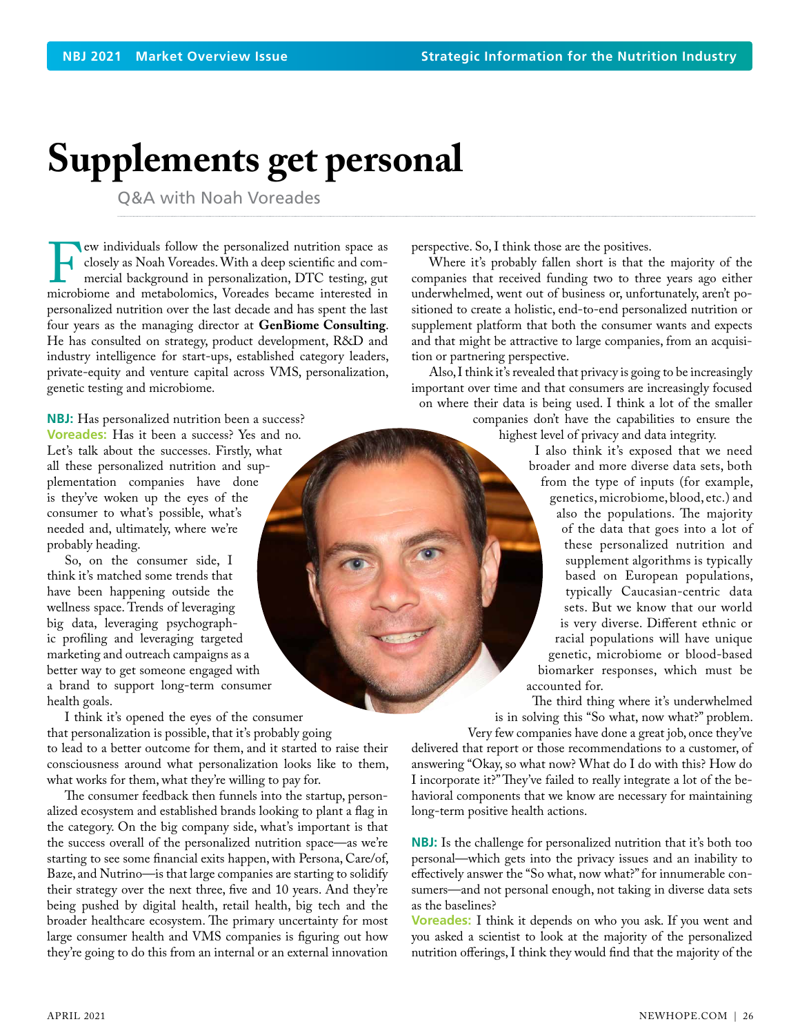# Supplements get personal

Q&A with Noah Voreades

Few individuals follow the personalized nutrition space as closely as Noah Voreades. With a deep scientific and commercial background in personalization, DTC testing, gut microbiome and metabolomics, Voreades became interested in personalized nutrition over the last decade and has spent the last four years as the managing director at **GenBiome Consulting**. He has consulted on strategy, product development, R&D and industry intelligence for start-ups, established category leaders, private-equity and venture capital across VMS, personalization, genetic testing and microbiome.

**NBJ:** Has personalized nutrition been a success?

**Voreades:** Has it been a success? Yes and no. Let's talk about the successes. Firstly, what all these personalized nutrition and supplementation companies have done is they've woken up the eyes of the consumer to what's possible, what's needed and, ultimately, where we're probably heading.

So, on the consumer side, I think it's matched some trends that have been happening outside the wellness space. Trends of leveraging big data, leveraging psychographic profiling and leveraging targeted marketing and outreach campaigns as a better way to get someone engaged with a brand to support long-term consumer health goals.

I think it's opened the eyes of the consumer that personalization is possible, that it's probably going to lead to a better outcome for them, and it started to raise their consciousness around what personalization looks like to them, what works for them, what they're willing to pay for.

The consumer feedback then funnels into the startup, personalized ecosystem and established brands looking to plant a flag in the category. On the big company side, what's important is that the success overall of the personalized nutrition space—as we're starting to see some financial exits happen, with Persona, Care/of, Baze, and Nutrino—is that large companies are starting to solidify their strategy over the next three, five and 10 years. And they're being pushed by digital health, retail health, big tech and the broader healthcare ecosystem. The primary uncertainty for most large consumer health and VMS companies is figuring out how they're going to do this from an internal or an external innovation perspective. So, I think those are the positives.

Where it's probably fallen short is that the majority of the companies that received funding two to three years ago either underwhelmed, went out of business or, unfortunately, aren't positioned to create a holistic, end-to-end personalized nutrition or supplement platform that both the consumer wants and expects and that might be attractive to large companies, from an acquisition or partnering perspective.

Also, I think it's revealed that privacy is going to be increasingly important over time and that consumers are increasingly focused on where their data is being used. I think a lot of the smaller companies don't have the capabilities to ensure the highest level of privacy and data integrity.

I also think it's exposed that we need broader and more diverse data sets, both from the type of inputs (for example, genetics, microbiome, blood, etc.) and also the populations. The majority of the data that goes into a lot of these personalized nutrition and supplement algorithms is typically based on European populations, typically Caucasian-centric data sets. But we know that our world is very diverse. Different ethnic or racial populations will have unique genetic, microbiome or blood-based biomarker responses, which must be accounted for.

The third thing where it's underwhelmed is in solving this "So what, now what?" problem. Very few companies have done a great job, once they've delivered that report or those recommendations to a customer, of answering "Okay, so what now? What do I do with this? How do I incorporate it?" They've failed to really integrate a lot of the behavioral components that we know are necessary for maintaining long-term positive health actions.

**NBJ:** Is the challenge for personalized nutrition that it's both too personal—which gets into the privacy issues and an inability to effectively answer the "So what, now what?" for innumerable consumers—and not personal enough, not taking in diverse data sets as the baselines?

**Voreades:** I think it depends on who you ask. If you went and you asked a scientist to look at the majority of the personalized nutrition offerings, I think they would find that the majority of the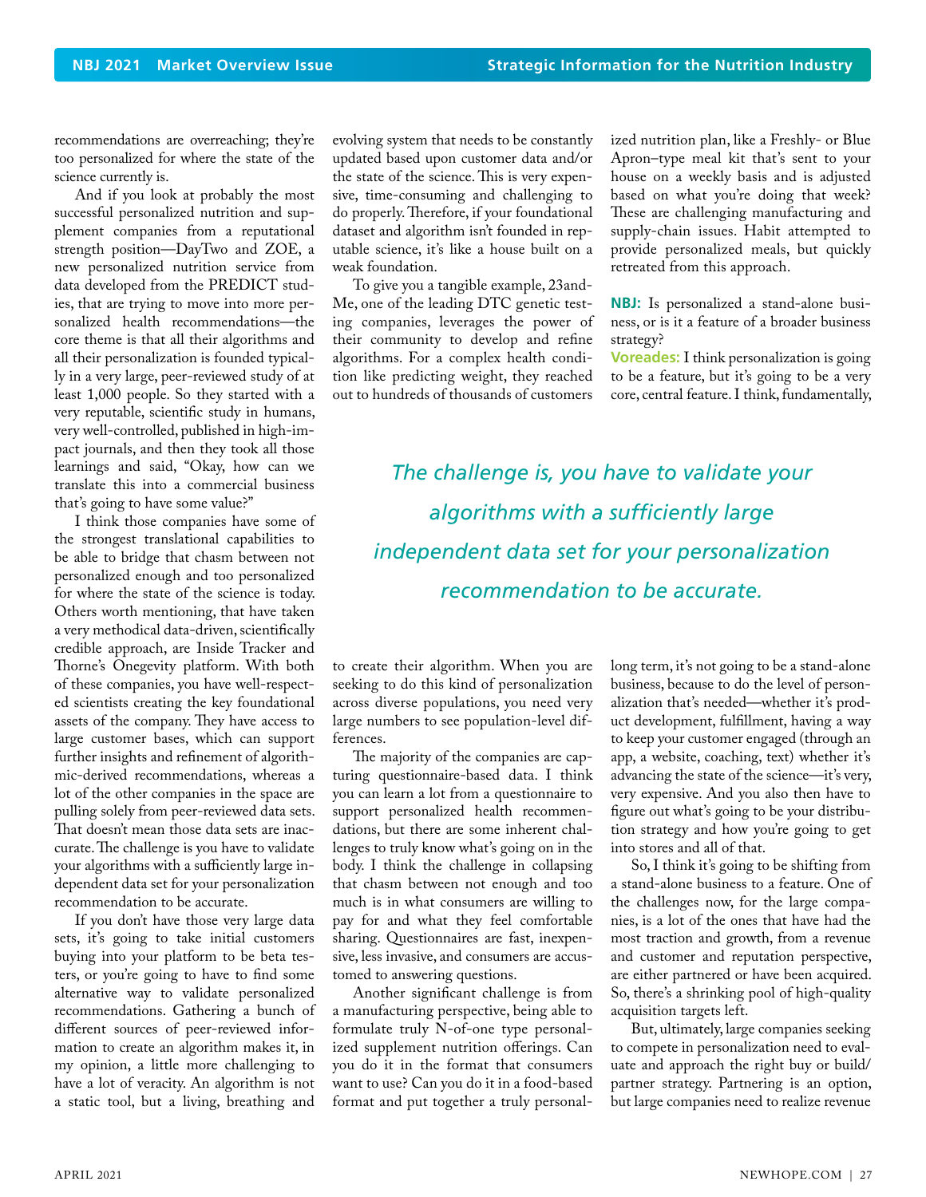recommendations are overreaching; they're too personalized for where the state of the science currently is.

And if you look at probably the most successful personalized nutrition and supplement companies from a reputational strength position—DayTwo and ZOE, a new personalized nutrition service from data developed from the PREDICT studies, that are trying to move into more personalized health recommendations—the core theme is that all their algorithms and all their personalization is founded typically in a very large, peer-reviewed study of at least 1,000 people. So they started with a very reputable, scientific study in humans, very well-controlled, published in high-impact journals, and then they took all those learnings and said, "Okay, how can we translate this into a commercial business that's going to have some value?"

I think those companies have some of the strongest translational capabilities to be able to bridge that chasm between not personalized enough and too personalized for where the state of the science is today. Others worth mentioning, that have taken a very methodical data-driven, scientifically credible approach, are Inside Tracker and Thorne's Onegevity platform. With both of these companies, you have well-respected scientists creating the key foundational assets of the company. They have access to large customer bases, which can support further insights and refinement of algorithmic-derived recommendations, whereas a lot of the other companies in the space are pulling solely from peer-reviewed data sets. That doesn't mean those data sets are inaccurate. The challenge is you have to validate your algorithms with a sufficiently large independent data set for your personalization recommendation to be accurate.

If you don't have those very large data sets, it's going to take initial customers buying into your platform to be beta testers, or you're going to have to find some alternative way to validate personalized recommendations. Gathering a bunch of different sources of peer-reviewed information to create an algorithm makes it, in my opinion, a little more challenging to have a lot of veracity. An algorithm is not a static tool, but a living, breathing and evolving system that needs to be constantly updated based upon customer data and/or the state of the science. This is very expensive, time-consuming and challenging to do properly. Therefore, if your foundational dataset and algorithm isn't founded in reputable science, it's like a house built on a weak foundation.

To give you a tangible example, 23andMe, one of the leading DTC genetic testing companies, leverages the power of their community to develop and refine algorithms. For a complex health condition like predicting weight, they reached out to hundreds of thousands of customers to create their algorithm. When you are seeking to do this kind of personalization across diverse populations, you need very large numbers to see population-level differences.

The majority of the companies are capturing questionnaire-based data. I think you can learn a lot from a questionnaire to support personalized health recommendations, but there are some inherent challenges to truly know what's going on in the body. I think the challenge in collapsing that chasm between not enough and too much is in what consumers are willing to pay for and what they feel comfortable sharing. Questionnaires are fast, inexpensive, less invasive, and consumers are accustomed to answering questions.

Another significant challenge is from a manufacturing perspective, being able to formulate truly N-of-one type personalized supplement nutrition offerings. Can you do it in the format that consumers want to use? Can you do it in a food-based format and put together a truly personalized nutrition plan, like a Freshly- or Blue Apron–type meal kit that's sent to your house on a weekly basis and is adjusted based on what you're doing that week? These are challenging manufacturing and supply-chain issues. Habit attempted to provide personalized meals, but quickly retreated from this approach.

> *The challenge is, you have to validate your algorithms with a sufficiently large independent data set for your personalization recommendation to be accurate.*

**NBJ:** Is personalized a stand-alone business, or is it a feature of a broader business strategy?

**Voreades:** I think personalization is going to be a feature, but it's going to be a very core, central feature. I think, fundamentally, long term, it's not going to be a stand-alone business, because to do the level of personalization that's needed—whether it's product development, fulfillment, having a way to keep your customer engaged (through an app, a website, coaching, text) whether it's advancing the state of the science—it's very, very expensive. And you also then have to figure out what's going to be your distribution strategy and how you're going to get into stores and all of that.

So, I think it's going to be shifting from a stand-alone business to a feature. One of the challenges now, for the large companies, is a lot of the ones that have had the most traction and growth, from a revenue and customer and reputation perspective, are either partnered or have been acquired. So, there's a shrinking pool of high-quality acquisition targets left.

But, ultimately, large companies seeking to compete in personalization need to evaluate and approach the right buy or build/partner strategy. Partnering is an option, but large companies need to realize revenue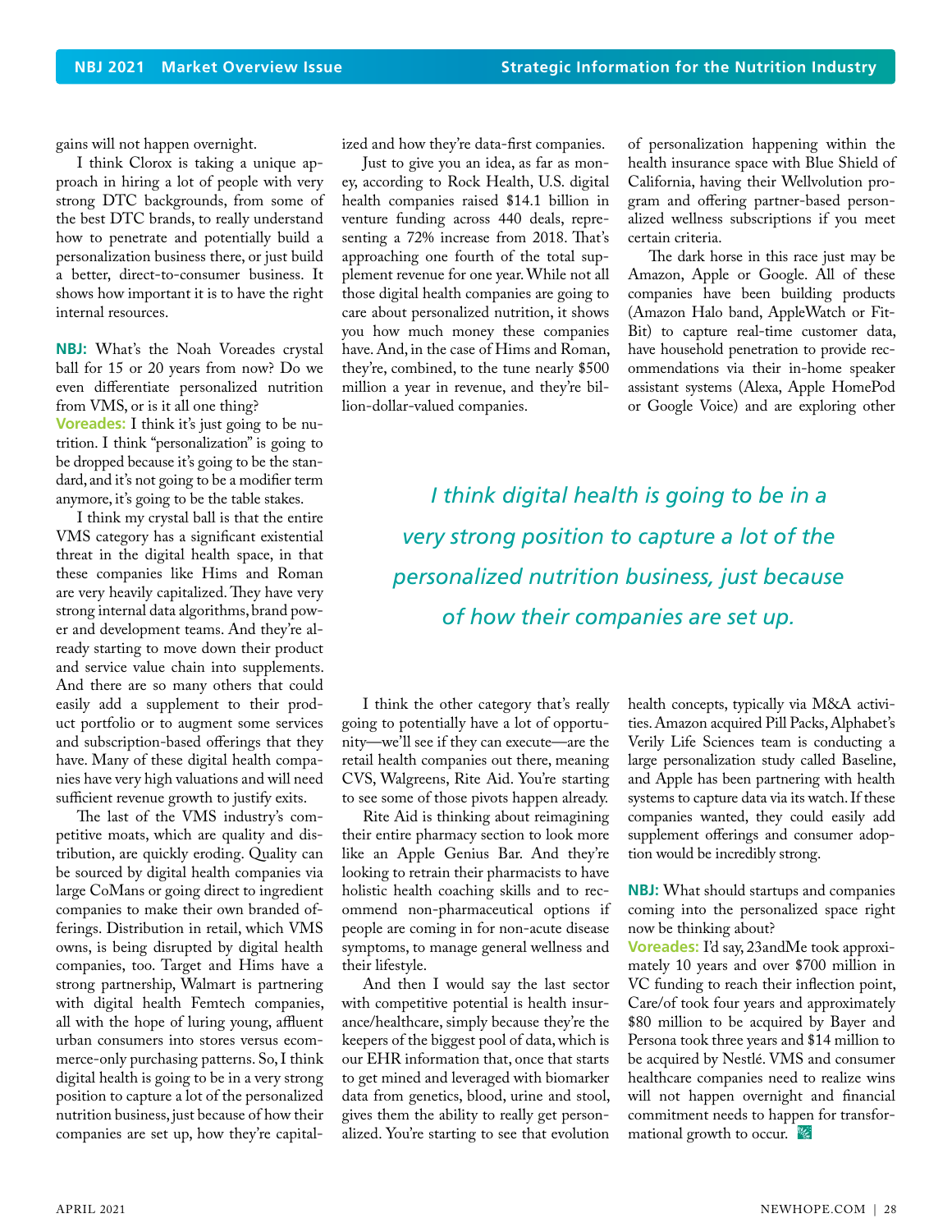gains will not happen overnight.

I think Clorox is taking a unique approach in hiring a lot of people with very strong DTC backgrounds, from some of the best DTC brands, to really understand how to penetrate and potentially build a personalization business there, or just build a better, direct-to-consumer business. It shows how important it is to have the right internal resources.

**NBJ:** What's the Noah Voreades crystal ball for 15 or 20 years from now? Do we even differentiate personalized nutrition from VMS, or is it all one thing?

**Voreades:** I think it's just going to be nutrition. I think "personalization" is going to be dropped because it's going to be the standard, and it's not going to be a modifier term anymore, it's going to be the table stakes.

I think my crystal ball is that the entire VMS category has a significant existential threat in the digital health space, in that these companies like Hims and Roman are very heavily capitalized. They have very strong internal data algorithms, brand power and development teams. And they're already starting to move down their product and service value chain into supplements. And there are so many others that could easily add a supplement to their product portfolio or to augment some services and subscription-based offerings that they have. Many of these digital health companies have very high valuations and will need sufficient revenue growth to justify exits.

The last of the VMS industry's competitive moats, which are quality and distribution, are quickly eroding. Quality can be sourced by digital health companies via large CoMans or going direct to ingredient companies to make their own branded offerings. Distribution in retail, which VMS owns, is being disrupted by digital health companies, too. Target and Hims have a strong partnership, Walmart is partnering with digital health Femtech companies, all with the hope of luring young, affluent urban consumers into stores versus ecommerce-only purchasing patterns. So, I think digital health is going to be in a very strong position to capture a lot of the personalized nutrition business, just because of how their companies are set up, how they're capitalized and how they're data-first companies.

Just to give you an idea, as far as money, according to Rock Health, U.S. digital health companies raised $14.1 billion in venture funding across 440 deals, representing a 72% increase from 2018. That's approaching one fourth of the total supplement revenue for one year. While not all those digital health companies are going to care about personalized nutrition, it shows you how much money these companies have. And, in the case of Hims and Roman, they're, combined, to the tune nearly $500 million a year in revenue, and they're billion-dollar-valued companies.

*I think digital health is going to be in a very strong position to capture a lot of the personalized nutrition business, just because of how their companies are set up.*

I think the other category that's really going to potentially have a lot of opportunity—we'll see if they can execute—are the retail health companies out there, meaning CVS, Walgreens, Rite Aid. You're starting to see some of those pivots happen already.

Rite Aid is thinking about reimagining their entire pharmacy section to look more like an Apple Genius Bar. And they're looking to retrain their pharmacists to have holistic health coaching skills and to recommend non-pharmaceutical options if people are coming in for non-acute disease symptoms, to manage general wellness and their lifestyle.

And then I would say the last sector with competitive potential is health insurance/healthcare, simply because they're the keepers of the biggest pool of data, which is our EHR information that, once that starts to get mined and leveraged with biomarker data from genetics, blood, urine and stool, gives them the ability to really get personalized. You're starting to see that evolution of personalization happening within the health insurance space with Blue Shield of California, having their Wellvolution program and offering partner-based personalized wellness subscriptions if you meet certain criteria.

The dark horse in this race just may be Amazon, Apple or Google. All of these companies have been building products (Amazon Halo band, AppleWatch or FitBit) to capture real-time customer data, have household penetration to provide recommendations via their in-home speaker assistant systems (Alexa, Apple HomePod or Google Voice) and are exploring other health concepts, typically via M&A activities. Amazon acquired Pill Packs, Alphabet's Verily Life Sciences team is conducting a large personalization study called Baseline, and Apple has been partnering with health systems to capture data via its watch. If these companies wanted, they could easily add supplement offerings and consumer adoption would be incredibly strong.

**NBJ:** What should startups and companies coming into the personalized space right now be thinking about?

**Voreades:** I'd say, 23andMe took approximately 10 years and over $700 million in VC funding to reach their inflection point, Care/of took four years and approximately $80 million to be acquired by Bayer and Persona took three years and $14 million to be acquired by Nestlé. VMS and consumer healthcare companies need to realize wins will not happen overnight and financial commitment needs to happen for transformational growth to occur.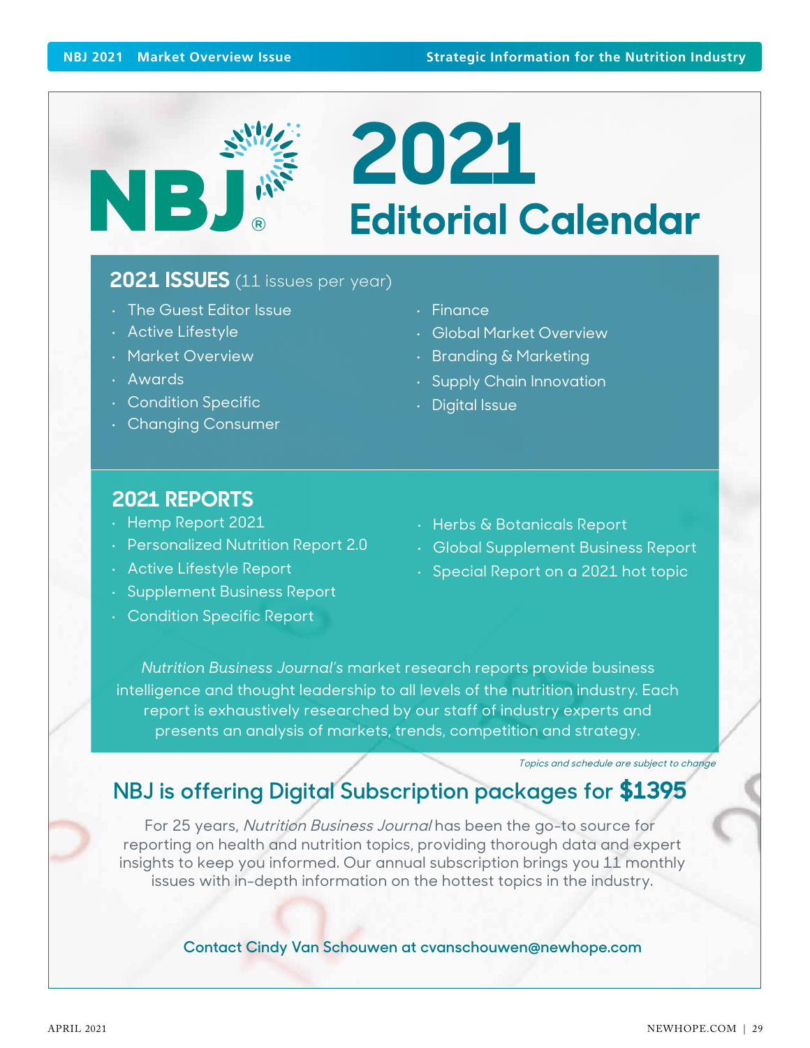# NBJ 2021 Editorial Calendar

## 2021 ISSUES (11 issues per year)

- The Guest Editor Issue
- Active Lifestyle
- Market Overview
- Awards
- Condition Specific
- Changing Consumer
- Finance
- Global Market Overview
- Branding & Marketing
- Supply Chain Innovation
- Digital Issue

## 2021 REPORTS

- Hemp Report 2021
- Personalized Nutrition Report 2.0
- Active Lifestyle Report
- Supplement Business Report
- Condition Specific Report
- Herbs & Botanicals Report
- Global Supplement Business Report
- Special Report on a 2021 hot topic

*Nutrition Business Journal's* market research reports provide business intelligence and thought leadership to all levels of the nutrition industry. Each report is exhaustively researched by our staff of industry experts and presents an analysis of markets, trends, competition and strategy.

*Topics and schedule are subject to change*

## NBJ is offering Digital Subscription packages for **$1395**

For 25 years, *Nutrition Business Journal* has been the go-to source for reporting on health and nutrition topics, providing thorough data and expert insights to keep you informed. Our annual subscription brings you 11 monthly issues with in-depth information on the hottest topics in the industry.

**Contact Cindy Van Schouwen at cvanschouwen@newhope.com**